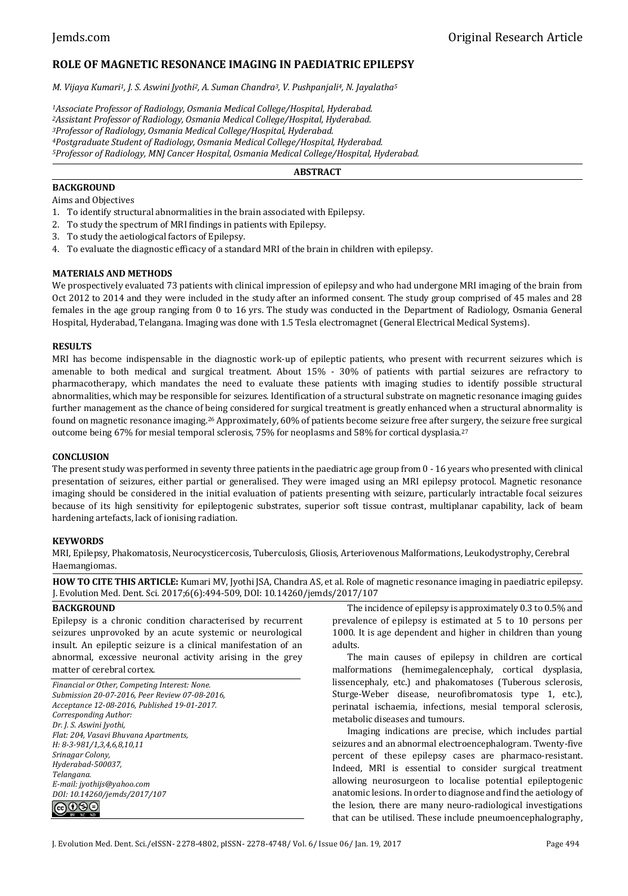# ROLE OF MAGNETIC RESONANCE IMAGING IN PAEDIATRIC EPILEPSY

*M. Vijaya Kumari[1], J. S. Aswini Jyothi[2], A. Suman Chandra[3], V. Pushpanjali[4], N. Jayalatha[5]*

*[1]Associate Professor of Radiology, Osmania Medical College/Hospital, Hyderabad.*
*[2]Assistant Professor of Radiology, Osmania Medical College/Hospital, Hyderabad.*
*[3]Professor of Radiology, Osmania Medical College/Hospital, Hyderabad.*
*[4]Postgraduate Student of Radiology, Osmania Medical College/Hospital, Hyderabad.*
*[5]Professor of Radiology, MNJ Cancer Hospital, Osmania Medical College/Hospital, Hyderabad.*

## ABSTRACT

### BACKGROUND

Aims and Objectives

1. To identify structural abnormalities in the brain associated with Epilepsy.
2. To study the spectrum of MRI findings in patients with Epilepsy.
3. To study the aetiological factors of Epilepsy.
4. To evaluate the diagnostic efficacy of a standard MRI of the brain in children with epilepsy.

### MATERIALS AND METHODS

We prospectively evaluated 73 patients with clinical impression of epilepsy and who had undergone MRI imaging of the brain from Oct 2012 to 2014 and they were included in the study after an informed consent. The study group comprised of 45 males and 28 females in the age group ranging from 0 to 16 yrs. The study was conducted in the Department of Radiology, Osmania General Hospital, Hyderabad, Telangana. Imaging was done with 1.5 Tesla electromagnet (General Electrical Medical Systems).

### RESULTS

MRI has become indispensable in the diagnostic work-up of epileptic patients, who present with recurrent seizures which is amenable to both medical and surgical treatment. About 15% - 30% of patients with partial seizures are refractory to pharmacotherapy, which mandates the need to evaluate these patients with imaging studies to identify possible structural abnormalities, which may be responsible for seizures. Identification of a structural substrate on magnetic resonance imaging guides further management as the chance of being considered for surgical treatment is greatly enhanced when a structural abnormality is found on magnetic resonance imaging.[26] Approximately, 60% of patients become seizure free after surgery, the seizure free surgical outcome being 67% for mesial temporal sclerosis, 75% for neoplasms and 58% for cortical dysplasia.[27]

### CONCLUSION

The present study was performed in seventy three patients in the paediatric age group from 0 - 16 years who presented with clinical presentation of seizures, either partial or generalised. They were imaged using an MRI epilepsy protocol. Magnetic resonance imaging should be considered in the initial evaluation of patients presenting with seizure, particularly intractable focal seizures because of its high sensitivity for epileptogenic substrates, superior soft tissue contrast, multiplanar capability, lack of beam hardening artefacts, lack of ionising radiation.

### KEYWORDS

MRI, Epilepsy, Phakomatosis, Neurocysticercosis, Tuberculosis, Gliosis, Arteriovenous Malformations, Leukodystrophy, Cerebral Haemangiomas.

**HOW TO CITE THIS ARTICLE:** Kumari MV, Jyothi JSA, Chandra AS, et al. Role of magnetic resonance imaging in paediatric epilepsy. J. Evolution Med. Dent. Sci. 2017;6(6):494-509, DOI: 10.14260/jemds/2017/107

## BACKGROUND

Epilepsy is a chronic condition characterised by recurrent seizures unprovoked by an acute systemic or neurological insult. An epileptic seizure is a clinical manifestation of an abnormal, excessive neuronal activity arising in the grey matter of cerebral cortex.

*Financial or Other, Competing Interest: None.*
*Submission 20-07-2016, Peer Review 07-08-2016,*
*Acceptance 12-08-2016, Published 19-01-2017.*
*Corresponding Author:*
*Dr. J. S. Aswini Jyothi,*
*Flat: 204, Vasavi Bhuvana Apartments,*
*H: 8-3-981/1,3,4,6,8,10,11*
*Srinagar Colony,*
*Hyderabad-500037,*
*Telangana.*
*E-mail: jyothijs@yahoo.com*
*DOI: 10.14260/jemds/2017/107*

The incidence of epilepsy is approximately 0.3 to 0.5% and prevalence of epilepsy is estimated at 5 to 10 persons per 1000. It is age dependent and higher in children than young adults.

The main causes of epilepsy in children are cortical malformations (hemimegalencephaly, cortical dysplasia, lissencephaly, etc.) and phakomatoses (Tuberous sclerosis, Sturge-Weber disease, neurofibromatosis type 1, etc.), perinatal ischaemia, infections, mesial temporal sclerosis, metabolic diseases and tumours.

Imaging indications are precise, which includes partial seizures and an abnormal electroencephalogram. Twenty-five percent of these epilepsy cases are pharmaco-resistant. Indeed, MRI is essential to consider surgical treatment allowing neurosurgeon to localise potential epileptogenic anatomic lesions. In order to diagnose and find the aetiology of the lesion, there are many neuro-radiological investigations that can be utilised. These include pneumoencephalography,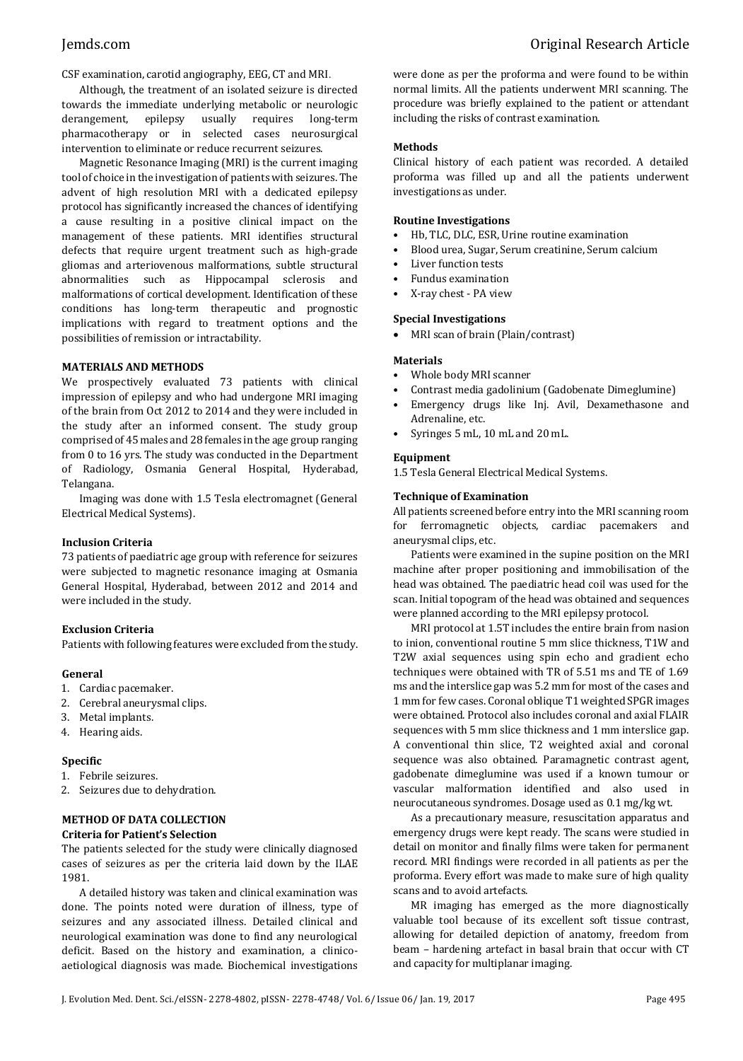CSF examination, carotid angiography, EEG, CT and MRI.

Although, the treatment of an isolated seizure is directed towards the immediate underlying metabolic or neurologic derangement, epilepsy usually requires long-term pharmacotherapy or in selected cases neurosurgical intervention to eliminate or reduce recurrent seizures.

Magnetic Resonance Imaging (MRI) is the current imaging tool of choice in the investigation of patients with seizures. The advent of high resolution MRI with a dedicated epilepsy protocol has significantly increased the chances of identifying a cause resulting in a positive clinical impact on the management of these patients. MRI identifies structural defects that require urgent treatment such as high-grade gliomas and arteriovenous malformations, subtle structural abnormalities such as Hippocampal sclerosis and malformations of cortical development. Identification of these conditions has long-term therapeutic and prognostic implications with regard to treatment options and the possibilities of remission or intractability.

## MATERIALS AND METHODS

We prospectively evaluated 73 patients with clinical impression of epilepsy and who had undergone MRI imaging of the brain from Oct 2012 to 2014 and they were included in the study after an informed consent. The study group comprised of 45 males and 28 females in the age group ranging from 0 to 16 yrs. The study was conducted in the Department of Radiology, Osmania General Hospital, Hyderabad, Telangana.

Imaging was done with 1.5 Tesla electromagnet (General Electrical Medical Systems).

### Inclusion Criteria

73 patients of paediatric age group with reference for seizures were subjected to magnetic resonance imaging at Osmania General Hospital, Hyderabad, between 2012 and 2014 and were included in the study.

### Exclusion Criteria

Patients with following features were excluded from the study.

#### General

1. Cardiac pacemaker.
2. Cerebral aneurysmal clips.
3. Metal implants.
4. Hearing aids.

#### Specific

1. Febrile seizures.
2. Seizures due to dehydration.

## METHOD OF DATA COLLECTION

### Criteria for Patient's Selection

The patients selected for the study were clinically diagnosed cases of seizures as per the criteria laid down by the ILAE 1981.

A detailed history was taken and clinical examination was done. The points noted were duration of illness, type of seizures and any associated illness. Detailed clinical and neurological examination was done to find any neurological deficit. Based on the history and examination, a clinico-aetiological diagnosis was made. Biochemical investigations were done as per the proforma and were found to be within normal limits. All the patients underwent MRI scanning. The procedure was briefly explained to the patient or attendant including the risks of contrast examination.

### Methods

Clinical history of each patient was recorded. A detailed proforma was filled up and all the patients underwent investigations as under.

### Routine Investigations

- Hb, TLC, DLC, ESR, Urine routine examination
- Blood urea, Sugar, Serum creatinine, Serum calcium
- Liver function tests
- Fundus examination
- X-ray chest - PA view

### Special Investigations

- MRI scan of brain (Plain/contrast)

### Materials

- Whole body MRI scanner
- Contrast media gadolinium (Gadobenate Dimeglumine)
- Emergency drugs like Inj. Avil, Dexamethasone and Adrenaline, etc.
- Syringes 5 mL, 10 mL and 20 mL.

### Equipment

1.5 Tesla General Electrical Medical Systems.

### Technique of Examination

All patients screened before entry into the MRI scanning room for ferromagnetic objects, cardiac pacemakers and aneurysmal clips, etc.

Patients were examined in the supine position on the MRI machine after proper positioning and immobilisation of the head was obtained. The paediatric head coil was used for the scan. Initial topogram of the head was obtained and sequences were planned according to the MRI epilepsy protocol.

MRI protocol at 1.5T includes the entire brain from nasion to inion, conventional routine 5 mm slice thickness, T1W and T2W axial sequences using spin echo and gradient echo techniques were obtained with TR of 5.51 ms and TE of 1.69 ms and the interslice gap was 5.2 mm for most of the cases and 1 mm for few cases. Coronal oblique T1 weighted SPGR images were obtained. Protocol also includes coronal and axial FLAIR sequences with 5 mm slice thickness and 1 mm interslice gap. A conventional thin slice, T2 weighted axial and coronal sequence was also obtained. Paramagnetic contrast agent, gadobenate dimeglumine was used if a known tumour or vascular malformation identified and also used in neurocutaneous syndromes. Dosage used as 0.1 mg/kg wt.

As a precautionary measure, resuscitation apparatus and emergency drugs were kept ready. The scans were studied in detail on monitor and finally films were taken for permanent record. MRI findings were recorded in all patients as per the proforma. Every effort was made to make sure of high quality scans and to avoid artefacts.

MR imaging has emerged as the more diagnostically valuable tool because of its excellent soft tissue contrast, allowing for detailed depiction of anatomy, freedom from beam – hardening artefact in basal brain that occur with CT and capacity for multiplanar imaging.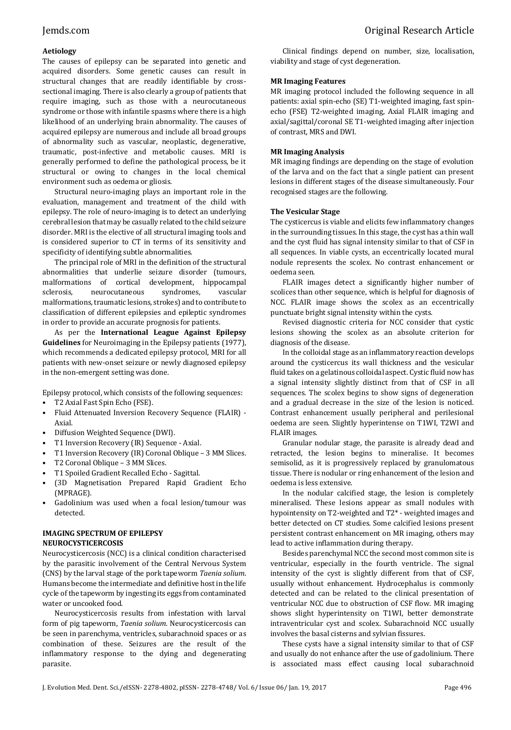### Aetiology

The causes of epilepsy can be separated into genetic and acquired disorders. Some genetic causes can result in structural changes that are readily identifiable by cross-sectional imaging. There is also clearly a group of patients that require imaging, such as those with a neurocutaneous syndrome or those with infantile spasms where there is a high likelihood of an underlying brain abnormality. The causes of acquired epilepsy are numerous and include all broad groups of abnormality such as vascular, neoplastic, degenerative, traumatic, post-infective and metabolic causes. MRI is generally performed to define the pathological process, be it structural or owing to changes in the local chemical environment such as oedema or gliosis.

Structural neuro-imaging plays an important role in the evaluation, management and treatment of the child with epilepsy. The role of neuro-imaging is to detect an underlying cerebral lesion that may be casually related to the child seizure disorder. MRI is the elective of all structural imaging tools and is considered superior to CT in terms of its sensitivity and specificity of identifying subtle abnormalities.

The principal role of MRI in the definition of the structural abnormalities that underlie seizure disorder (tumours, malformations of cortical development, hippocampal sclerosis, neurocutaneous syndromes, vascular malformations, traumatic lesions, strokes) and to contribute to classification of different epilepsies and epileptic syndromes in order to provide an accurate prognosis for patients.

As per the **International League Against Epilepsy Guidelines** for Neuroimaging in the Epilepsy patients (1977), which recommends a dedicated epilepsy protocol, MRI for all patients with new-onset seizure or newly diagnosed epilepsy in the non-emergent setting was done.

Epilepsy protocol, which consists of the following sequences:

- T2 Axial Fast Spin Echo (FSE).
- Fluid Attenuated Inversion Recovery Sequence (FLAIR) - Axial.
- Diffusion Weighted Sequence (DWI).
- T1 Inversion Recovery (IR) Sequence - Axial.
- T1 Inversion Recovery (IR) Coronal Oblique – 3 MM Slices.
- T2 Coronal Oblique – 3 MM Slices.
- T1 Spoiled Gradient Recalled Echo - Sagittal.
- (3D Magnetisation Prepared Rapid Gradient Echo (MPRAGE).
- Gadolinium was used when a focal lesion/tumour was detected.

### IMAGING SPECTRUM OF EPILEPSY

### NEUROCYSTICERCOSIS

Neurocysticercosis (NCC) is a clinical condition characterised by the parasitic involvement of the Central Nervous System (CNS) by the larval stage of the pork tapeworm *Taenia solium*. Humans become the intermediate and definitive host in the life cycle of the tapeworm by ingesting its eggs from contaminated water or uncooked food.

Neurocysticercosis results from infestation with larval form of pig tapeworm, *Taenia solium*. Neurocysticercosis can be seen in parenchyma, ventricles, subarachnoid spaces or as combination of these. Seizures are the result of the inflammatory response to the dying and degenerating parasite.

Clinical findings depend on number, size, localisation, viability and stage of cyst degeneration.

### MR Imaging Features

MR imaging protocol included the following sequence in all patients: axial spin-echo (SE) T1-weighted imaging, fast spin-echo (FSE) T2-weighted imaging, Axial FLAIR imaging and axial/sagittal/coronal SE T1-weighted imaging after injection of contrast, MRS and DWI.

### MR Imaging Analysis

MR imaging findings are depending on the stage of evolution of the larva and on the fact that a single patient can present lesions in different stages of the disease simultaneously. Four recognised stages are the following.

### The Vesicular Stage

The cysticercus is viable and elicits few inflammatory changes in the surrounding tissues. In this stage, the cyst has a thin wall and the cyst fluid has signal intensity similar to that of CSF in all sequences. In viable cysts, an eccentrically located mural nodule represents the scolex. No contrast enhancement or oedema seen.

FLAIR images detect a significantly higher number of scolices than other sequence, which is helpful for diagnosis of NCC. FLAIR image shows the scolex as an eccentrically punctuate bright signal intensity within the cysts.

Revised diagnostic criteria for NCC consider that cystic lesions showing the scolex as an absolute criterion for diagnosis of the disease.

In the colloidal stage as an inflammatory reaction develops around the cysticercus its wall thickness and the vesicular fluid takes on a gelatinous colloidal aspect. Cystic fluid now has a signal intensity slightly distinct from that of CSF in all sequences. The scolex begins to show signs of degeneration and a gradual decrease in the size of the lesion is noticed. Contrast enhancement usually peripheral and perilesional oedema are seen. Slightly hyperintense on T1WI, T2WI and FLAIR images.

Granular nodular stage, the parasite is already dead and retracted, the lesion begins to mineralise. It becomes semisolid, as it is progressively replaced by granulomatous tissue. There is nodular or ring enhancement of the lesion and oedema is less extensive.

In the nodular calcified stage, the lesion is completely mineralised. These lesions appear as small nodules with hypointensity on T2-weighted and T2* - weighted images and better detected on CT studies. Some calcified lesions present persistent contrast enhancement on MR imaging, others may lead to active inflammation during therapy.

Besides parenchymal NCC the second most common site is ventricular, especially in the fourth ventricle. The signal intensity of the cyst is slightly different from that of CSF, usually without enhancement. Hydrocephalus is commonly detected and can be related to the clinical presentation of ventricular NCC due to obstruction of CSF flow. MR imaging shows slight hyperintensity on T1WI, better demonstrate intraventricular cyst and scolex. Subarachnoid NCC usually involves the basal cisterns and sylvian fissures.

These cysts have a signal intensity similar to that of CSF and usually do not enhance after the use of gadolinium. There is associated mass effect causing local subarachnoid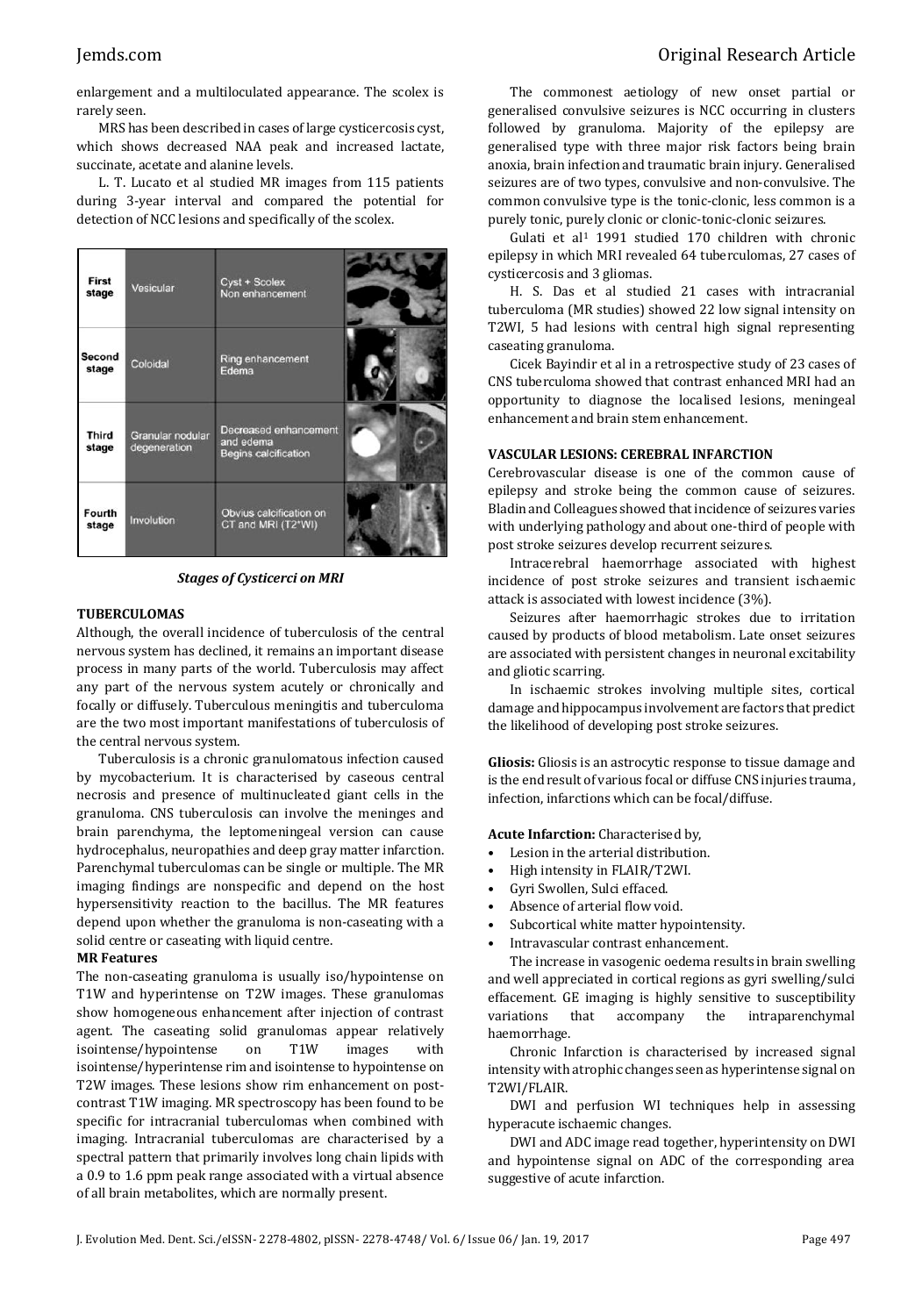enlargement and a multiloculated appearance. The scolex is rarely seen.

MRS has been described in cases of large cysticercosis cyst, which shows decreased NAA peak and increased lactate, succinate, acetate and alanine levels.

L. T. Lucato et al studied MR images from 115 patients during 3-year interval and compared the potential for detection of NCC lesions and specifically of the scolex.

| | | |
|---|---|---|
| First stage | Vesicular | Cyst + Scolex Non enhancement |
| Second stage | Coloidal | Ring enhancement Edema |
| Third stage | Granular nodular degeneration | Decreased enhancement and edema Begins calcification |
| Fourth stage | Involution | Obvius calcification on CT and MRI (T2*WI) |

***Stages of Cysticerci on MRI***

**TUBERCULOMAS**

Although, the overall incidence of tuberculosis of the central nervous system has declined, it remains an important disease process in many parts of the world. Tuberculosis may affect any part of the nervous system acutely or chronically and focally or diffusely. Tuberculous meningitis and tuberculoma are the two most important manifestations of tuberculosis of the central nervous system.

Tuberculosis is a chronic granulomatous infection caused by mycobacterium. It is characterised by caseous central necrosis and presence of multinucleated giant cells in the granuloma. CNS tuberculosis can involve the meninges and brain parenchyma, the leptomeningeal version can cause hydrocephalus, neuropathies and deep gray matter infarction. Parenchymal tuberculomas can be single or multiple. The MR imaging findings are nonspecific and depend on the host hypersensitivity reaction to the bacillus. The MR features depend upon whether the granuloma is non-caseating with a solid centre or caseating with liquid centre.

**MR Features**

The non-caseating granuloma is usually iso/hypointense on T1W and hyperintense on T2W images. These granulomas show homogeneous enhancement after injection of contrast agent. The caseating solid granulomas appear relatively isointense/hypointense on T1W images with isointense/hyperintense rim and isointense to hypointense on T2W images. These lesions show rim enhancement on post-contrast T1W imaging. MR spectroscopy has been found to be specific for intracranial tuberculomas when combined with imaging. Intracranial tuberculomas are characterised by a spectral pattern that primarily involves long chain lipids with a 0.9 to 1.6 ppm peak range associated with a virtual absence of all brain metabolites, which are normally present.

The commonest aetiology of new onset partial or generalised convulsive seizures is NCC occurring in clusters followed by granuloma. Majority of the epilepsy are generalised type with three major risk factors being brain anoxia, brain infection and traumatic brain injury. Generalised seizures are of two types, convulsive and non-convulsive. The common convulsive type is the tonic-clonic, less common is a purely tonic, purely clonic or clonic-tonic-clonic seizures.

Gulati et al[1] 1991 studied 170 children with chronic epilepsy in which MRI revealed 64 tuberculomas, 27 cases of cysticercosis and 3 gliomas.

H. S. Das et al studied 21 cases with intracranial tuberculoma (MR studies) showed 22 low signal intensity on T2WI, 5 had lesions with central high signal representing caseating granuloma.

Cicek Bayindir et al in a retrospective study of 23 cases of CNS tuberculoma showed that contrast enhanced MRI had an opportunity to diagnose the localised lesions, meningeal enhancement and brain stem enhancement.

**VASCULAR LESIONS: CEREBRAL INFARCTION**

Cerebrovascular disease is one of the common cause of epilepsy and stroke being the common cause of seizures. Bladin and Colleagues showed that incidence of seizures varies with underlying pathology and about one-third of people with post stroke seizures develop recurrent seizures.

Intracerebral haemorrhage associated with highest incidence of post stroke seizures and transient ischaemic attack is associated with lowest incidence (3%).

Seizures after haemorrhagic strokes due to irritation caused by products of blood metabolism. Late onset seizures are associated with persistent changes in neuronal excitability and gliotic scarring.

In ischaemic strokes involving multiple sites, cortical damage and hippocampus involvement are factors that predict the likelihood of developing post stroke seizures.

**Gliosis:** Gliosis is an astrocytic response to tissue damage and is the end result of various focal or diffuse CNS injuries trauma, infection, infarctions which can be focal/diffuse.

**Acute Infarction:** Characterised by,

- Lesion in the arterial distribution.
- High intensity in FLAIR/T2WI.
- Gyri Swollen, Sulci effaced.
- Absence of arterial flow void.
- Subcortical white matter hypointensity.
- Intravascular contrast enhancement.

The increase in vasogenic oedema results in brain swelling and well appreciated in cortical regions as gyri swelling/sulci effacement. GE imaging is highly sensitive to susceptibility variations that accompany the intraparenchymal haemorrhage.

Chronic Infarction is characterised by increased signal intensity with atrophic changes seen as hyperintense signal on T2WI/FLAIR.

DWI and perfusion WI techniques help in assessing hyperacute ischaemic changes.

DWI and ADC image read together, hyperintensity on DWI and hypointense signal on ADC of the corresponding area suggestive of acute infarction.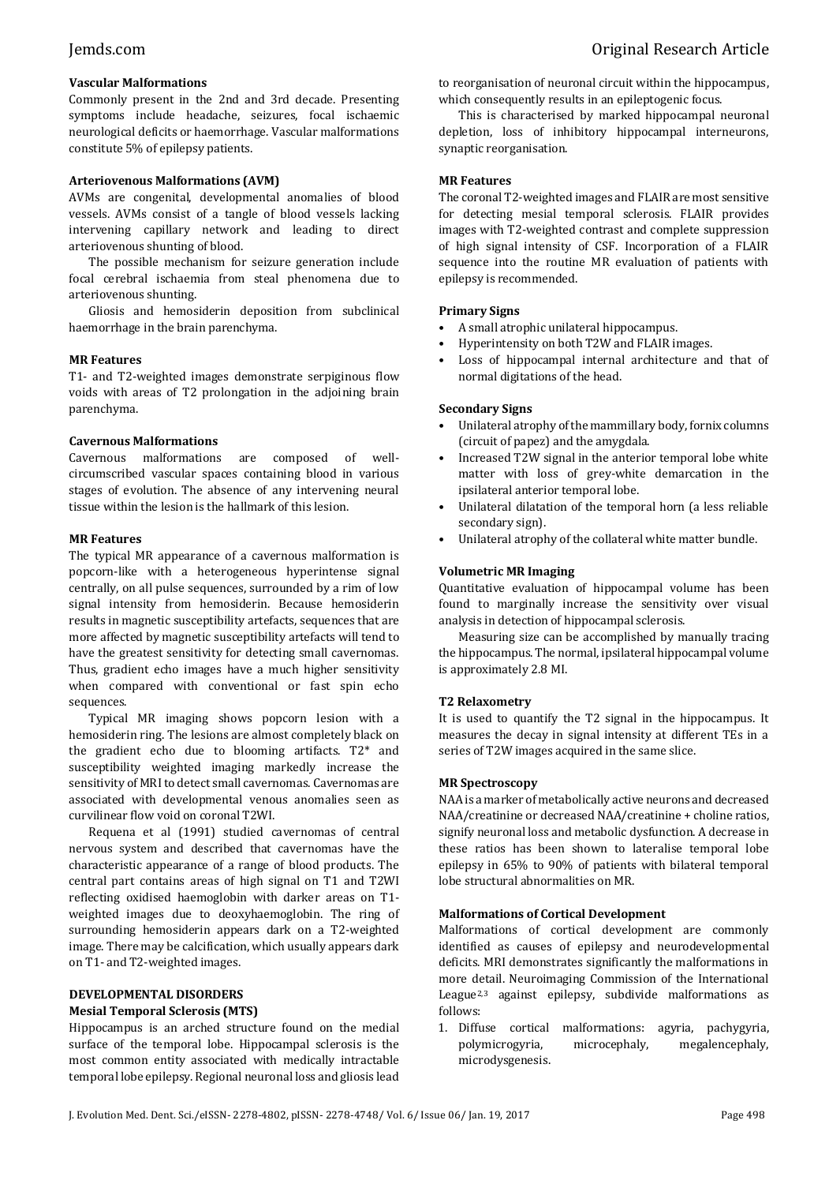### Vascular Malformations

Commonly present in the 2nd and 3rd decade. Presenting symptoms include headache, seizures, focal ischaemic neurological deficits or haemorrhage. Vascular malformations constitute 5% of epilepsy patients.

### Arteriovenous Malformations (AVM)

AVMs are congenital, developmental anomalies of blood vessels. AVMs consist of a tangle of blood vessels lacking intervening capillary network and leading to direct arteriovenous shunting of blood.

The possible mechanism for seizure generation include focal cerebral ischaemia from steal phenomena due to arteriovenous shunting.

Gliosis and hemosiderin deposition from subclinical haemorrhage in the brain parenchyma.

### MR Features

T1- and T2-weighted images demonstrate serpiginous flow voids with areas of T2 prolongation in the adjoining brain parenchyma.

### Cavernous Malformations

Cavernous malformations are composed of well-circumscribed vascular spaces containing blood in various stages of evolution. The absence of any intervening neural tissue within the lesion is the hallmark of this lesion.

### MR Features

The typical MR appearance of a cavernous malformation is popcorn-like with a heterogeneous hyperintense signal centrally, on all pulse sequences, surrounded by a rim of low signal intensity from hemosiderin. Because hemosiderin results in magnetic susceptibility artefacts, sequences that are more affected by magnetic susceptibility artefacts will tend to have the greatest sensitivity for detecting small cavernomas. Thus, gradient echo images have a much higher sensitivity when compared with conventional or fast spin echo sequences.

Typical MR imaging shows popcorn lesion with a hemosiderin ring. The lesions are almost completely black on the gradient echo due to blooming artifacts. T2* and susceptibility weighted imaging markedly increase the sensitivity of MRI to detect small cavernomas. Cavernomas are associated with developmental venous anomalies seen as curvilinear flow void on coronal T2WI.

Requena et al (1991) studied cavernomas of central nervous system and described that cavernomas have the characteristic appearance of a range of blood products. The central part contains areas of high signal on T1 and T2WI reflecting oxidised haemoglobin with darker areas on T1-weighted images due to deoxyhaemoglobin. The ring of surrounding hemosiderin appears dark on a T2-weighted image. There may be calcification, which usually appears dark on T1- and T2-weighted images.

## DEVELOPMENTAL DISORDERS

### Mesial Temporal Sclerosis (MTS)

Hippocampus is an arched structure found on the medial surface of the temporal lobe. Hippocampal sclerosis is the most common entity associated with medically intractable temporal lobe epilepsy. Regional neuronal loss and gliosis lead to reorganisation of neuronal circuit within the hippocampus, which consequently results in an epileptogenic focus.

This is characterised by marked hippocampal neuronal depletion, loss of inhibitory hippocampal interneurons, synaptic reorganisation.

### MR Features

The coronal T2-weighted images and FLAIR are most sensitive for detecting mesial temporal sclerosis. FLAIR provides images with T2-weighted contrast and complete suppression of high signal intensity of CSF. Incorporation of a FLAIR sequence into the routine MR evaluation of patients with epilepsy is recommended.

### Primary Signs

- A small atrophic unilateral hippocampus.
- Hyperintensity on both T2W and FLAIR images.
- Loss of hippocampal internal architecture and that of normal digitations of the head.

### Secondary Signs

- Unilateral atrophy of the mammillary body, fornix columns (circuit of papez) and the amygdala.
- Increased T2W signal in the anterior temporal lobe white matter with loss of grey-white demarcation in the ipsilateral anterior temporal lobe.
- Unilateral dilatation of the temporal horn (a less reliable secondary sign).
- Unilateral atrophy of the collateral white matter bundle.

### Volumetric MR Imaging

Quantitative evaluation of hippocampal volume has been found to marginally increase the sensitivity over visual analysis in detection of hippocampal sclerosis.

Measuring size can be accomplished by manually tracing the hippocampus. The normal, ipsilateral hippocampal volume is approximately 2.8 Ml.

### T2 Relaxometry

It is used to quantify the T2 signal in the hippocampus. It measures the decay in signal intensity at different TEs in a series of T2W images acquired in the same slice.

### MR Spectroscopy

NAA is a marker of metabolically active neurons and decreased NAA/creatinine or decreased NAA/creatinine + choline ratios, signify neuronal loss and metabolic dysfunction. A decrease in these ratios has been shown to lateralise temporal lobe epilepsy in 65% to 90% of patients with bilateral temporal lobe structural abnormalities on MR.

### Malformations of Cortical Development

Malformations of cortical development are commonly identified as causes of epilepsy and neurodevelopmental deficits. MRI demonstrates significantly the malformations in more detail. Neuroimaging Commission of the International League[2,3] against epilepsy, subdivide malformations as follows:

1. Diffuse cortical malformations: agyria, pachygyria, polymicrogyria, microcephaly, megalencephaly, microdysgenesis.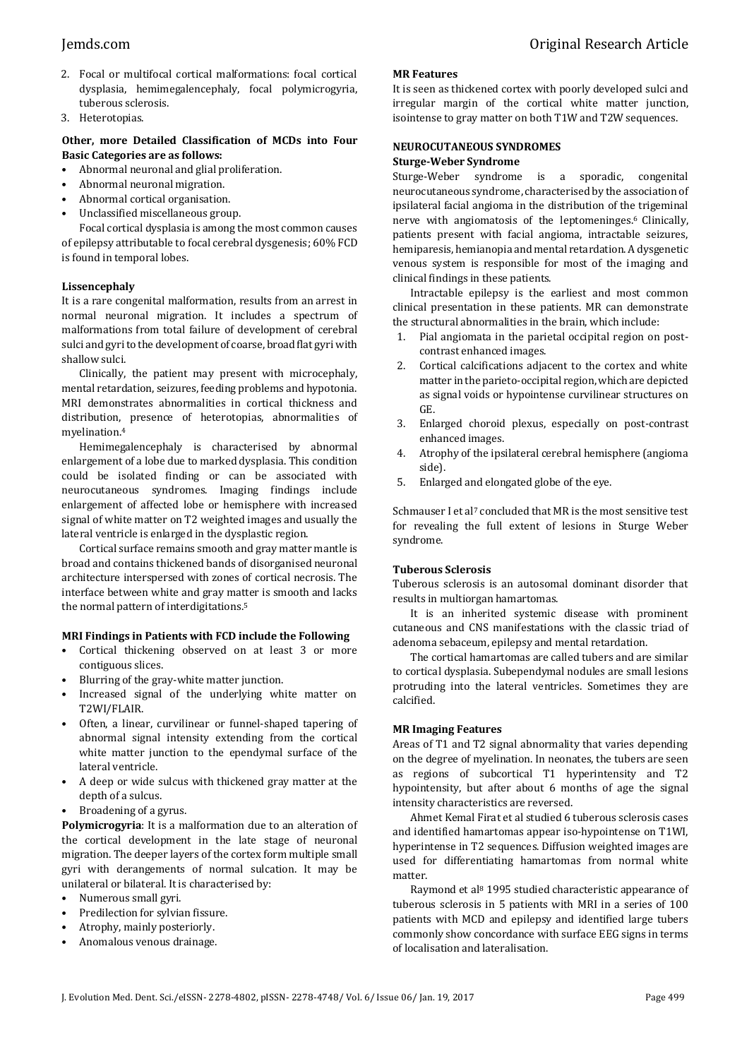2. Focal or multifocal cortical malformations: focal cortical dysplasia, hemimegalencephaly, focal polymicrogyria, tuberous sclerosis.
3. Heterotopias.

**Other, more Detailed Classification of MCDs into Four Basic Categories are as follows:**

- Abnormal neuronal and glial proliferation.
- Abnormal neuronal migration.
- Abnormal cortical organisation.
- Unclassified miscellaneous group.

Focal cortical dysplasia is among the most common causes of epilepsy attributable to focal cerebral dysgenesis; 60% FCD is found in temporal lobes.

**Lissencephaly**

It is a rare congenital malformation, results from an arrest in normal neuronal migration. It includes a spectrum of malformations from total failure of development of cerebral sulci and gyri to the development of coarse, broad flat gyri with shallow sulci.

Clinically, the patient may present with microcephaly, mental retardation, seizures, feeding problems and hypotonia. MRI demonstrates abnormalities in cortical thickness and distribution, presence of heterotopias, abnormalities of myelination.[4]

Hemimegalencephaly is characterised by abnormal enlargement of a lobe due to marked dysplasia. This condition could be isolated finding or can be associated with neurocutaneous syndromes. Imaging findings include enlargement of affected lobe or hemisphere with increased signal of white matter on T2 weighted images and usually the lateral ventricle is enlarged in the dysplastic region.

Cortical surface remains smooth and gray matter mantle is broad and contains thickened bands of disorganised neuronal architecture interspersed with zones of cortical necrosis. The interface between white and gray matter is smooth and lacks the normal pattern of interdigitations.[5]

**MRI Findings in Patients with FCD include the Following**

- Cortical thickening observed on at least 3 or more contiguous slices.
- Blurring of the gray-white matter junction.
- Increased signal of the underlying white matter on T2WI/FLAIR.
- Often, a linear, curvilinear or funnel-shaped tapering of abnormal signal intensity extending from the cortical white matter junction to the ependymal surface of the lateral ventricle.
- A deep or wide sulcus with thickened gray matter at the depth of a sulcus.
- Broadening of a gyrus.

**Polymicrogyria**: It is a malformation due to an alteration of the cortical development in the late stage of neuronal migration. The deeper layers of the cortex form multiple small gyri with derangements of normal sulcation. It may be unilateral or bilateral. It is characterised by:

- Numerous small gyri.
- Predilection for sylvian fissure.
- Atrophy, mainly posteriorly.
- Anomalous venous drainage.

**MR Features**

It is seen as thickened cortex with poorly developed sulci and irregular margin of the cortical white matter junction, isointense to gray matter on both T1W and T2W sequences.

**NEUROCUTANEOUS SYNDROMES**

**Sturge-Weber Syndrome**

Sturge-Weber syndrome is a sporadic, congenital neurocutaneous syndrome, characterised by the association of ipsilateral facial angioma in the distribution of the trigeminal nerve with angiomatosis of the leptomeninges.[6] Clinically, patients present with facial angioma, intractable seizures, hemiparesis, hemianopia and mental retardation. A dysgenetic venous system is responsible for most of the imaging and clinical findings in these patients.

Intractable epilepsy is the earliest and most common clinical presentation in these patients. MR can demonstrate the structural abnormalities in the brain, which include:

1. Pial angiomata in the parietal occipital region on post-contrast enhanced images.
2. Cortical calcifications adjacent to the cortex and white matter in the parieto-occipital region, which are depicted as signal voids or hypointense curvilinear structures on GE.
3. Enlarged choroid plexus, especially on post-contrast enhanced images.
4. Atrophy of the ipsilateral cerebral hemisphere (angioma side).
5. Enlarged and elongated globe of the eye.

Schmauser I et al[7] concluded that MR is the most sensitive test for revealing the full extent of lesions in Sturge Weber syndrome.

**Tuberous Sclerosis**

Tuberous sclerosis is an autosomal dominant disorder that results in multiorgan hamartomas.

It is an inherited systemic disease with prominent cutaneous and CNS manifestations with the classic triad of adenoma sebaceum, epilepsy and mental retardation.

The cortical hamartomas are called tubers and are similar to cortical dysplasia. Subependymal nodules are small lesions protruding into the lateral ventricles. Sometimes they are calcified.

**MR Imaging Features**

Areas of T1 and T2 signal abnormality that varies depending on the degree of myelination. In neonates, the tubers are seen as regions of subcortical T1 hyperintensity and T2 hypointensity, but after about 6 months of age the signal intensity characteristics are reversed.

Ahmet Kemal Firat et al studied 6 tuberous sclerosis cases and identified hamartomas appear iso-hypointense on T1WI, hyperintense in T2 sequences. Diffusion weighted images are used for differentiating hamartomas from normal white matter.

Raymond et al[8] 1995 studied characteristic appearance of tuberous sclerosis in 5 patients with MRI in a series of 100 patients with MCD and epilepsy and identified large tubers commonly show concordance with surface EEG signs in terms of localisation and lateralisation.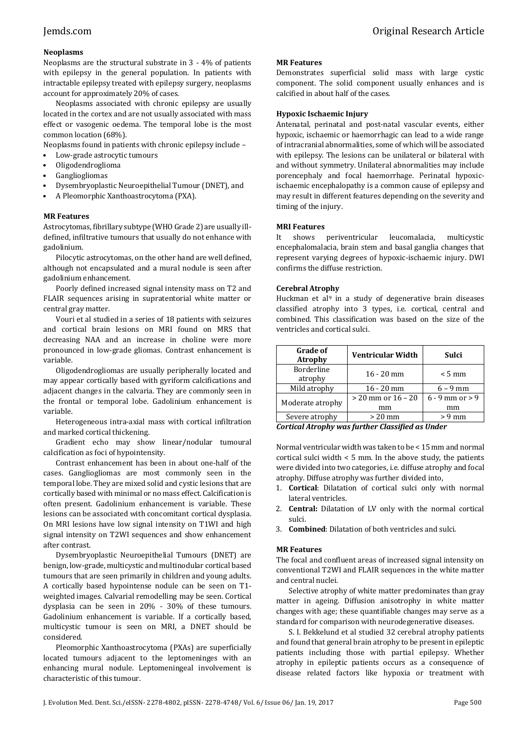#### Neoplasms

Neoplasms are the structural substrate in 3 - 4% of patients with epilepsy in the general population. In patients with intractable epilepsy treated with epilepsy surgery, neoplasms account for approximately 20% of cases.

Neoplasms associated with chronic epilepsy are usually located in the cortex and are not usually associated with mass effect or vasogenic oedema. The temporal lobe is the most common location (68%).

Neoplasms found in patients with chronic epilepsy include –

- Low-grade astrocytic tumours
- Oligodendroglioma
- Gangliogliomas
- Dysembryoplastic Neuroepithelial Tumour (DNET), and
- A Pleomorphic Xanthoastrocytoma (PXA).

#### MR Features

Astrocytomas, fibrillary subtype (WHO Grade 2) are usually ill-defined, infiltrative tumours that usually do not enhance with gadolinium.

Pilocytic astrocytomas, on the other hand are well defined, although not encapsulated and a mural nodule is seen after gadolinium enhancement.

Poorly defined increased signal intensity mass on T2 and FLAIR sequences arising in supratentorial white matter or central gray matter.

Vouri et al studied in a series of 18 patients with seizures and cortical brain lesions on MRI found on MRS that decreasing NAA and an increase in choline were more pronounced in low-grade gliomas. Contrast enhancement is variable.

Oligodendrogliomas are usually peripherally located and may appear cortically based with gyriform calcifications and adjacent changes in the calvaria. They are commonly seen in the frontal or temporal lobe. Gadolinium enhancement is variable.

Heterogeneous intra-axial mass with cortical infiltration and marked cortical thickening.

Gradient echo may show linear/nodular tumoural calcification as foci of hypointensity.

Contrast enhancement has been in about one-half of the cases. Gangliogliomas are most commonly seen in the temporal lobe. They are mixed solid and cystic lesions that are cortically based with minimal or no mass effect. Calcification is often present. Gadolinium enhancement is variable. These lesions can be associated with concomitant cortical dysplasia. On MRI lesions have low signal intensity on T1WI and high signal intensity on T2WI sequences and show enhancement after contrast.

Dysembryoplastic Neuroepithelial Tumours (DNET) are benign, low-grade, multicystic and multinodular cortical based tumours that are seen primarily in children and young adults. A cortically based hypointense nodule can be seen on T1-weighted images. Calvarial remodelling may be seen. Cortical dysplasia can be seen in 20% - 30% of these tumours. Gadolinium enhancement is variable. If a cortically based, multicystic tumour is seen on MRI, a DNET should be considered.

Pleomorphic Xanthoastrocytoma (PXAs) are superficially located tumours adjacent to the leptomeninges with an enhancing mural nodule. Leptomeningeal involvement is characteristic of this tumour.

#### MR Features

Demonstrates superficial solid mass with large cystic component. The solid component usually enhances and is calcified in about half of the cases.

#### Hypoxic Ischaemic Injury

Antenatal, perinatal and post-natal vascular events, either hypoxic, ischaemic or haemorrhagic can lead to a wide range of intracranial abnormalities, some of which will be associated with epilepsy. The lesions can be unilateral or bilateral with and without symmetry. Unilateral abnormalities may include porencephaly and focal haemorrhage. Perinatal hypoxic-ischaemic encephalopathy is a common cause of epilepsy and may result in different features depending on the severity and timing of the injury.

#### MRI Features

It shows periventricular leucomalacia, multicystic encephalomalacia, brain stem and basal ganglia changes that represent varying degrees of hypoxic-ischaemic injury. DWI confirms the diffuse restriction.

#### Cerebral Atrophy

Huckman et al[9] in a study of degenerative brain diseases classified atrophy into 3 types, i.e. cortical, central and combined. This classification was based on the size of the ventricles and cortical sulci.

| Grade of Atrophy | Ventricular Width | Sulci |
|---|---|---|
| Borderline atrophy | 16 - 20 mm | < 5 mm |
| Mild atrophy | 16 - 20 mm | 6 – 9 mm |
| Moderate atrophy | > 20 mm or 16 – 20 mm | 6 - 9 mm or > 9 mm |
| Severe atrophy | > 20 mm | > 9 mm |

***Cortical Atrophy was further Classified as Under***

Normal ventricular width was taken to be < 15 mm and normal cortical sulci width < 5 mm. In the above study, the patients were divided into two categories, i.e. diffuse atrophy and focal atrophy. Diffuse atrophy was further divided into,

1. **Cortical**: Dilatation of cortical sulci only with normal lateral ventricles.
2. **Central:** Dilatation of LV only with the normal cortical sulci.
3. **Combined**: Dilatation of both ventricles and sulci.

#### MR Features

The focal and confluent areas of increased signal intensity on conventional T2WI and FLAIR sequences in the white matter and central nuclei.

Selective atrophy of white matter predominates than gray matter in ageing. Diffusion anisotropy in white matter changes with age; these quantifiable changes may serve as a standard for comparison with neurodegenerative diseases.

S. I. Bekkelund et al studied 32 cerebral atrophy patients and found that general brain atrophy to be present in epileptic patients including those with partial epilepsy. Whether atrophy in epileptic patients occurs as a consequence of disease related factors like hypoxia or treatment with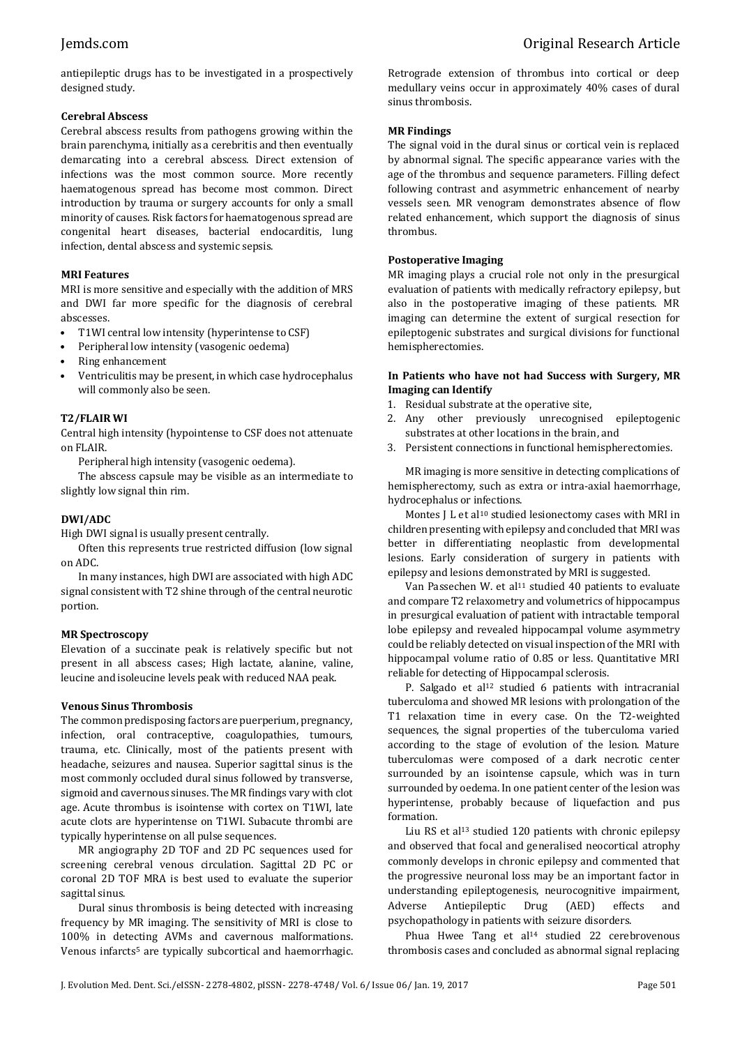antiepileptic drugs has to be investigated in a prospectively designed study.

### Cerebral Abscess

Cerebral abscess results from pathogens growing within the brain parenchyma, initially as a cerebritis and then eventually demarcating into a cerebral abscess. Direct extension of infections was the most common source. More recently haematogenous spread has become most common. Direct introduction by trauma or surgery accounts for only a small minority of causes. Risk factors for haematogenous spread are congenital heart diseases, bacterial endocarditis, lung infection, dental abscess and systemic sepsis.

### MRI Features

MRI is more sensitive and especially with the addition of MRS and DWI far more specific for the diagnosis of cerebral abscesses.

- T1WI central low intensity (hyperintense to CSF)
- Peripheral low intensity (vasogenic oedema)
- Ring enhancement
- Ventriculitis may be present, in which case hydrocephalus will commonly also be seen.

### T2/FLAIR WI

Central high intensity (hypointense to CSF does not attenuate on FLAIR.

Peripheral high intensity (vasogenic oedema).

The abscess capsule may be visible as an intermediate to slightly low signal thin rim.

### DWI/ADC

High DWI signal is usually present centrally.

Often this represents true restricted diffusion (low signal on ADC.

In many instances, high DWI are associated with high ADC signal consistent with T2 shine through of the central neurotic portion.

### MR Spectroscopy

Elevation of a succinate peak is relatively specific but not present in all abscess cases; High lactate, alanine, valine, leucine and isoleucine levels peak with reduced NAA peak.

### Venous Sinus Thrombosis

The common predisposing factors are puerperium, pregnancy, infection, oral contraceptive, coagulopathies, tumours, trauma, etc. Clinically, most of the patients present with headache, seizures and nausea. Superior sagittal sinus is the most commonly occluded dural sinus followed by transverse, sigmoid and cavernous sinuses. The MR findings vary with clot age. Acute thrombus is isointense with cortex on T1WI, late acute clots are hyperintense on T1WI. Subacute thrombi are typically hyperintense on all pulse sequences.

MR angiography 2D TOF and 2D PC sequences used for screening cerebral venous circulation. Sagittal 2D PC or coronal 2D TOF MRA is best used to evaluate the superior sagittal sinus.

Dural sinus thrombosis is being detected with increasing frequency by MR imaging. The sensitivity of MRI is close to 100% in detecting AVMs and cavernous malformations. Venous infarcts[5] are typically subcortical and haemorrhagic. Retrograde extension of thrombus into cortical or deep medullary veins occur in approximately 40% cases of dural sinus thrombosis.

### MR Findings

The signal void in the dural sinus or cortical vein is replaced by abnormal signal. The specific appearance varies with the age of the thrombus and sequence parameters. Filling defect following contrast and asymmetric enhancement of nearby vessels seen. MR venogram demonstrates absence of flow related enhancement, which support the diagnosis of sinus thrombus.

### Postoperative Imaging

MR imaging plays a crucial role not only in the presurgical evaluation of patients with medically refractory epilepsy, but also in the postoperative imaging of these patients. MR imaging can determine the extent of surgical resection for epileptogenic substrates and surgical divisions for functional hemispherectomies.

### In Patients who have not had Success with Surgery, MR Imaging can Identify

1. Residual substrate at the operative site,
2. Any other previously unrecognised epileptogenic substrates at other locations in the brain, and
3. Persistent connections in functional hemispherectomies.

MR imaging is more sensitive in detecting complications of hemispherectomy, such as extra or intra-axial haemorrhage, hydrocephalus or infections.

Montes J L et al[10] studied lesionectomy cases with MRI in children presenting with epilepsy and concluded that MRI was better in differentiating neoplastic from developmental lesions. Early consideration of surgery in patients with epilepsy and lesions demonstrated by MRI is suggested.

Van Passechen W. et al[11] studied 40 patients to evaluate and compare T2 relaxometry and volumetrics of hippocampus in presurgical evaluation of patient with intractable temporal lobe epilepsy and revealed hippocampal volume asymmetry could be reliably detected on visual inspection of the MRI with hippocampal volume ratio of 0.85 or less. Quantitative MRI reliable for detecting of Hippocampal sclerosis.

P. Salgado et al[12] studied 6 patients with intracranial tuberculoma and showed MR lesions with prolongation of the T1 relaxation time in every case. On the T2-weighted sequences, the signal properties of the tuberculoma varied according to the stage of evolution of the lesion. Mature tuberculomas were composed of a dark necrotic center surrounded by an isointense capsule, which was in turn surrounded by oedema. In one patient center of the lesion was hyperintense, probably because of liquefaction and pus formation.

Liu RS et al[13] studied 120 patients with chronic epilepsy and observed that focal and generalised neocortical atrophy commonly develops in chronic epilepsy and commented that the progressive neuronal loss may be an important factor in understanding epileptogenesis, neurocognitive impairment, Adverse Antiepileptic Drug (AED) effects and psychopathology in patients with seizure disorders.

Phua Hwee Tang et al[14] studied 22 cerebrovenous thrombosis cases and concluded as abnormal signal replacing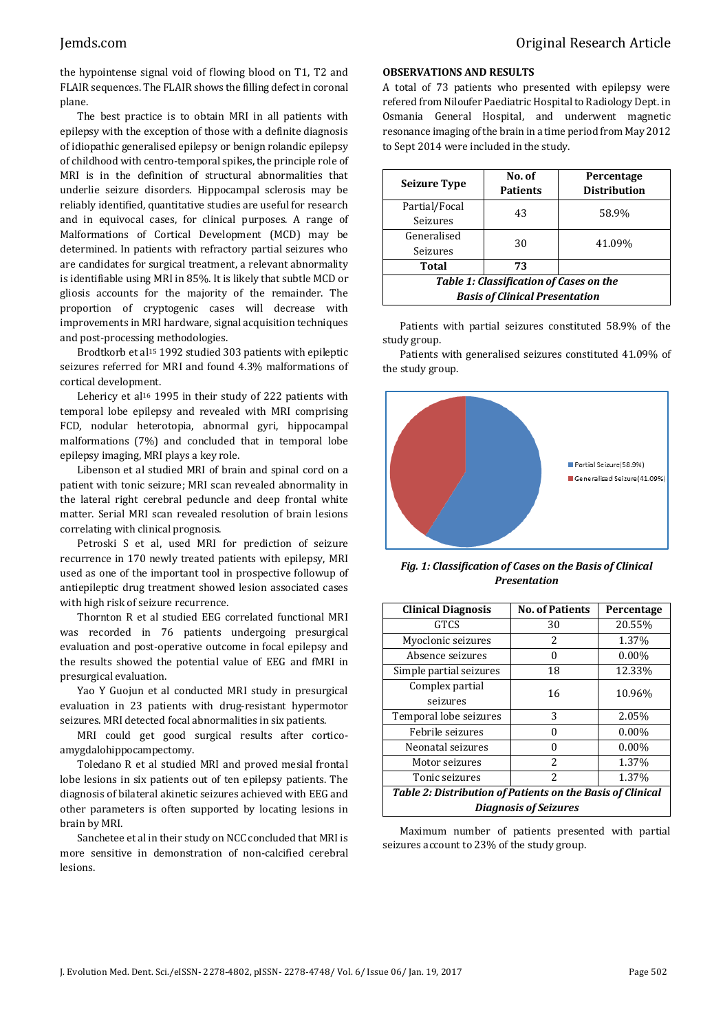the hypointense signal void of flowing blood on T1, T2 and FLAIR sequences. The FLAIR shows the filling defect in coronal plane.

The best practice is to obtain MRI in all patients with epilepsy with the exception of those with a definite diagnosis of idiopathic generalised epilepsy or benign rolandic epilepsy of childhood with centro-temporal spikes, the principle role of MRI is in the definition of structural abnormalities that underlie seizure disorders. Hippocampal sclerosis may be reliably identified, quantitative studies are useful for research and in equivocal cases, for clinical purposes. A range of Malformations of Cortical Development (MCD) may be determined. In patients with refractory partial seizures who are candidates for surgical treatment, a relevant abnormality is identifiable using MRI in 85%. It is likely that subtle MCD or gliosis accounts for the majority of the remainder. The proportion of cryptogenic cases will decrease with improvements in MRI hardware, signal acquisition techniques and post-processing methodologies.

Brodtkorb et al[15] 1992 studied 303 patients with epileptic seizures referred for MRI and found 4.3% malformations of cortical development.

Lehericy et al[16] 1995 in their study of 222 patients with temporal lobe epilepsy and revealed with MRI comprising FCD, nodular heterotopia, abnormal gyri, hippocampal malformations (7%) and concluded that in temporal lobe epilepsy imaging, MRI plays a key role.

Libenson et al studied MRI of brain and spinal cord on a patient with tonic seizure; MRI scan revealed abnormality in the lateral right cerebral peduncle and deep frontal white matter. Serial MRI scan revealed resolution of brain lesions correlating with clinical prognosis.

Petroski S et al, used MRI for prediction of seizure recurrence in 170 newly treated patients with epilepsy, MRI used as one of the important tool in prospective followup of antiepileptic drug treatment showed lesion associated cases with high risk of seizure recurrence.

Thornton R et al studied EEG correlated functional MRI was recorded in 76 patients undergoing presurgical evaluation and post-operative outcome in focal epilepsy and the results showed the potential value of EEG and fMRI in presurgical evaluation.

Yao Y Guojun et al conducted MRI study in presurgical evaluation in 23 patients with drug-resistant hypermotor seizures. MRI detected focal abnormalities in six patients.

MRI could get good surgical results after cortico-amygdalohippocampectomy.

Toledano R et al studied MRI and proved mesial frontal lobe lesions in six patients out of ten epilepsy patients. The diagnosis of bilateral akinetic seizures achieved with EEG and other parameters is often supported by locating lesions in brain by MRI.

Sanchetee et al in their study on NCC concluded that MRI is more sensitive in demonstration of non-calcified cerebral lesions.

## OBSERVATIONS AND RESULTS

A total of 73 patients who presented with epilepsy were refered from Niloufer Paediatric Hospital to Radiology Dept. in Osmania General Hospital, and underwent magnetic resonance imaging of the brain in a time period from May 2012 to Sept 2014 were included in the study.

| Seizure Type | No. of Patients | Percentage Distribution |
|---|---|---|
| Partial/Focal Seizures | 43 | 58.9% |
| Generalised Seizures | 30 | 41.09% |
| **Total** | **73** | |

***Table 1: Classification of Cases on the Basis of Clinical Presentation***

Patients with partial seizures constituted 58.9% of the study group.

Patients with generalised seizures constituted 41.09% of the study group.

***Fig. 1: Classification of Cases on the Basis of Clinical Presentation***

| Clinical Diagnosis | No. of Patients | Percentage |
|---|---|---|
| GTCS | 30 | 20.55% |
| Myoclonic seizures | 2 | 1.37% |
| Absence seizures | 0 | 0.00% |
| Simple partial seizures | 18 | 12.33% |
| Complex partial seizures | 16 | 10.96% |
| Temporal lobe seizures | 3 | 2.05% |
| Febrile seizures | 0 | 0.00% |
| Neonatal seizures | 0 | 0.00% |
| Motor seizures | 2 | 1.37% |
| Tonic seizures | 2 | 1.37% |

***Table 2: Distribution of Patients on the Basis of Clinical Diagnosis of Seizures***

Maximum number of patients presented with partial seizures account to 23% of the study group.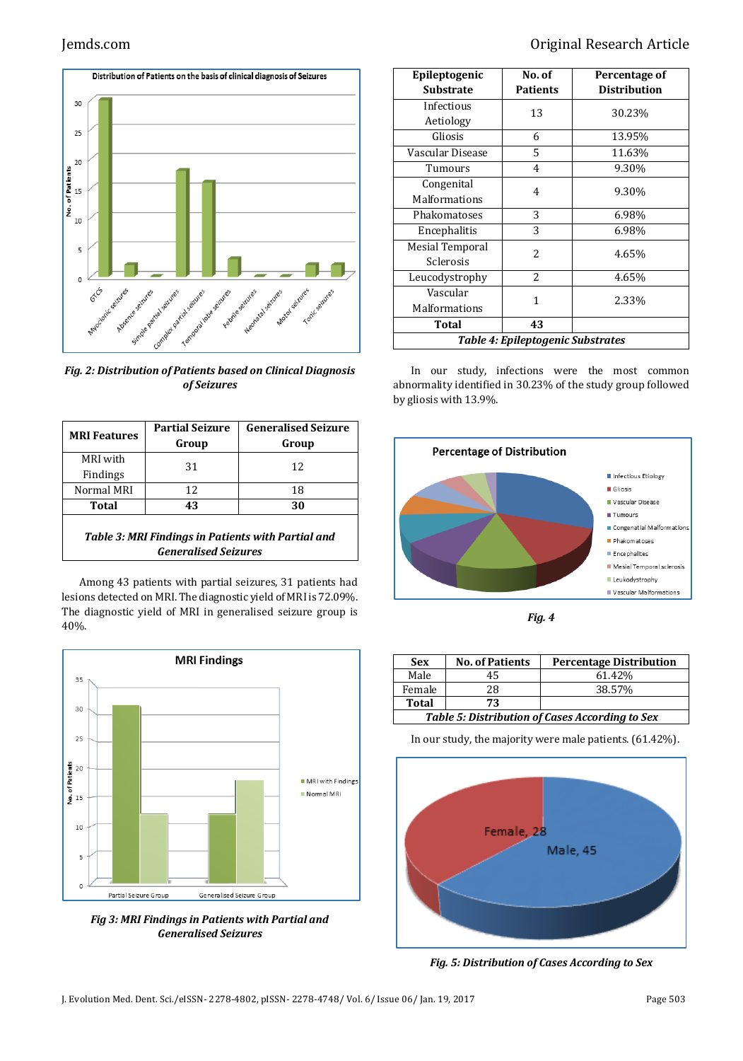Fig. 2: Distribution of Patients based on Clinical Diagnosis of Seizures

| MRI Features | Partial Seizure Group | Generalised Seizure Group |
|---|---|---|
| MRI with Findings | 31 | 12 |
| Normal MRI | 12 | 18 |
| **Total** | **43** | **30** |

*Table 3: MRI Findings in Patients with Partial and Generalised Seizures*

Among 43 patients with partial seizures, 31 patients had lesions detected on MRI. The diagnostic yield of MRI is 72.09%. The diagnostic yield of MRI in generalised seizure group is 40%.

*Fig 3: MRI Findings in Patients with Partial and Generalised Seizures*

| Epileptogenic Substrate | No. of Patients | Percentage of Distribution |
|---|---|---|
| Infectious Aetiology | 13 | 30.23% |
| Gliosis | 6 | 13.95% |
| Vascular Disease | 5 | 11.63% |
| Tumours | 4 | 9.30% |
| Congenital Malformations | 4 | 9.30% |
| Phakomatoses | 3 | 6.98% |
| Encephalitis | 3 | 6.98% |
| Mesial Temporal Sclerosis | 2 | 4.65% |
| Leucodystrophy | 2 | 4.65% |
| Vascular Malformations | 1 | 2.33% |
| **Total** | **43** | |

*Table 4: Epileptogenic Substrates*

In our study, infections were the most common abnormality identified in 30.23% of the study group followed by gliosis with 13.9%.

*Fig. 4*

| Sex | No. of Patients | Percentage Distribution |
|---|---|---|
| Male | 45 | 61.42% |
| Female | 28 | 38.57% |
| **Total** | **73** | |

*Table 5: Distribution of Cases According to Sex*

In our study, the majority were male patients. (61.42%).

*Fig. 5: Distribution of Cases According to Sex*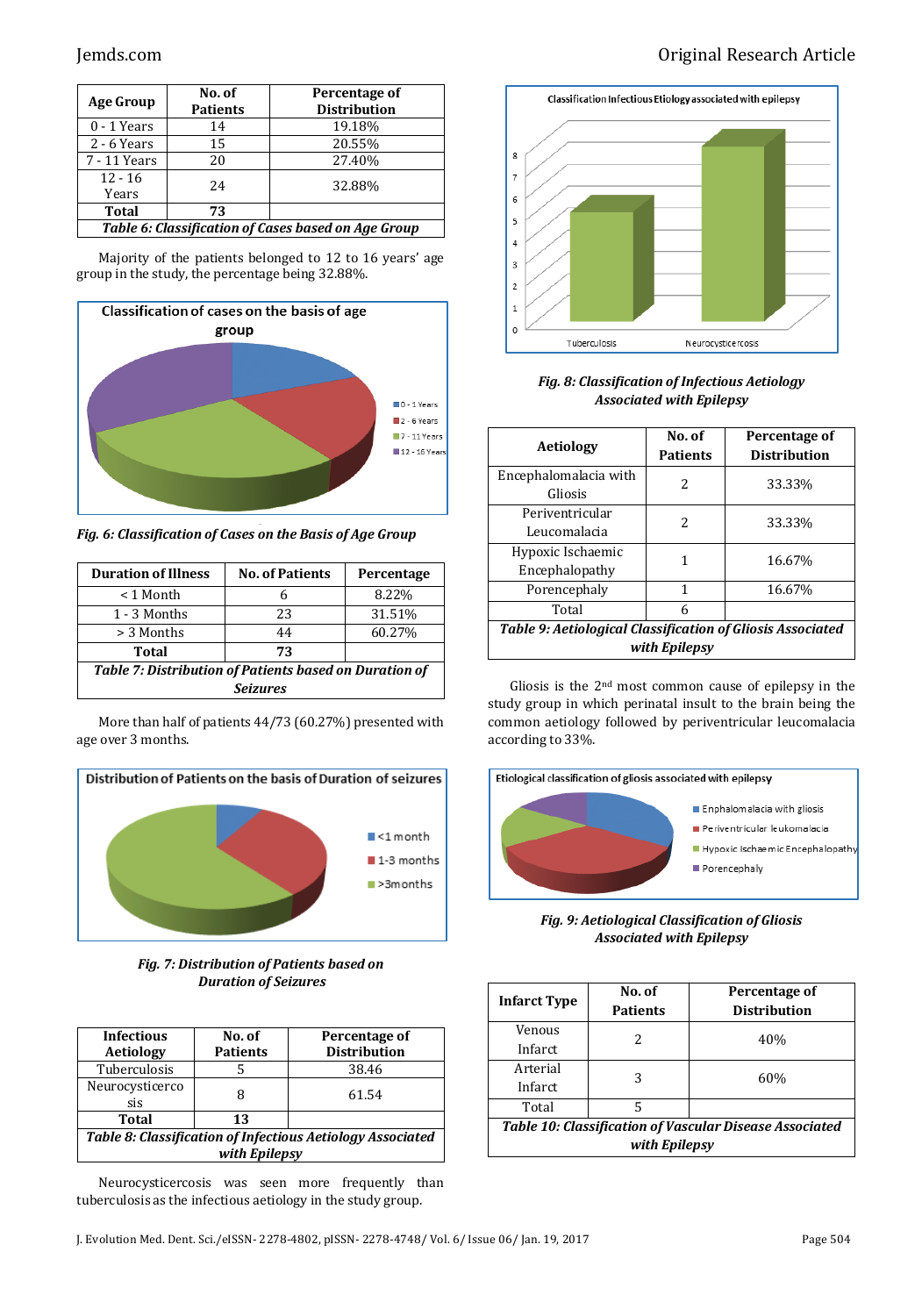| Age Group | No. of Patients | Percentage of Distribution |
|---|---|---|
| 0 - 1 Years | 14 | 19.18% |
| 2 - 6 Years | 15 | 20.55% |
| 7 - 11 Years | 20 | 27.40% |
| 12 - 16 Years | 24 | 32.88% |
| **Total** | **73** | |

***Table 6: Classification of Cases based on Age Group***

Majority of the patients belonged to 12 to 16 years' age group in the study, the percentage being 32.88%.

***Fig. 6: Classification of Cases on the Basis of Age Group***

| Duration of Illness | No. of Patients | Percentage |
|---|---|---|
| < 1 Month | 6 | 8.22% |
| 1 - 3 Months | 23 | 31.51% |
| > 3 Months | 44 | 60.27% |
| **Total** | **73** | |

***Table 7: Distribution of Patients based on Duration of Seizures***

More than half of patients 44/73 (60.27%) presented with age over 3 months.

***Fig. 7: Distribution of Patients based on Duration of Seizures***

| Infectious Aetiology | No. of Patients | Percentage of Distribution |
|---|---|---|
| Tuberculosis | 5 | 38.46 |
| Neurocysticercosis | 8 | 61.54 |
| **Total** | **13** | |

***Table 8: Classification of Infectious Aetiology Associated with Epilepsy***

Neurocysticercosis was seen more frequently than tuberculosis as the infectious aetiology in the study group.

***Fig. 8: Classification of Infectious Aetiology Associated with Epilepsy***

| Aetiology | No. of Patients | Percentage of Distribution |
|---|---|---|
| Encephalomalacia with Gliosis | 2 | 33.33% |
| Periventricular Leucomalacia | 2 | 33.33% |
| Hypoxic Ischaemic Encephalopathy | 1 | 16.67% |
| Porencephaly | 1 | 16.67% |
| Total | 6 | |

***Table 9: Aetiological Classification of Gliosis Associated with Epilepsy***

Gliosis is the 2nd most common cause of epilepsy in the study group in which perinatal insult to the brain being the common aetiology followed by periventricular leucomalacia according to 33%.

***Fig. 9: Aetiological Classification of Gliosis Associated with Epilepsy***

| Infarct Type | No. of Patients | Percentage of Distribution |
|---|---|---|
| Venous Infarct | 2 | 40% |
| Arterial Infarct | 3 | 60% |
| Total | 5 | |

***Table 10: Classification of Vascular Disease Associated with Epilepsy***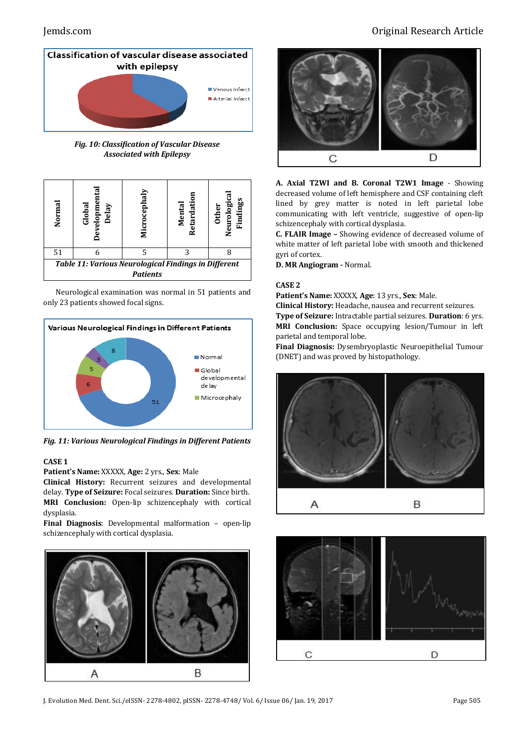Fig. 10: Classification of Vascular Disease Associated with Epilepsy

| Normal | Global Developmental Delay | Microcephaly | Mental Retardation | Other Neurological Findings |
|---|---|---|---|---|
| 51 | 6 | 5 | 3 | 8 |

*Table 11: Various Neurological Findings in Different Patients*

Neurological examination was normal in 51 patients and only 23 patients showed focal signs.

*Fig. 11: Various Neurological Findings in Different Patients*

**CASE 1**
**Patient's Name:** XXXXX, **Age:** 2 yrs., **Sex**: Male
**Clinical History:** Recurrent seizures and developmental delay. **Type of Seizure:** Focal seizures. **Duration:** Since birth.
**MRI Conclusion:** Open-lip schizencephaly with cortical dysplasia.
**Final Diagnosis**: Developmental malformation – open-lip schizencephaly with cortical dysplasia.

**A. Axial T2WI and B. Coronal T2W1 Image** - Showing decreased volume of left hemisphere and CSF containing cleft lined by grey matter is noted in left parietal lobe communicating with left ventricle, suggestive of open-lip schizencephaly with cortical dysplasia.
**C. FLAIR Image –** Showing evidence of decreased volume of white matter of left parietal lobe with smooth and thickened gyri of cortex.
**D. MR Angiogram -** Normal.

**CASE 2**
**Patient's Name:** XXXXX, **Age**: 13 yrs., **Sex**: Male.
**Clinical History:** Headache, nausea and recurrent seizures.
**Type of Seizure:** Intractable partial seizures. **Duration**: 6 yrs.
**MRI Conclusion:** Space occupying lesion/Tumour in left parietal and temporal lobe.
**Final Diagnosis:** Dysembryoplastic Neuroepithelial Tumour (DNET) and was proved by histopathology.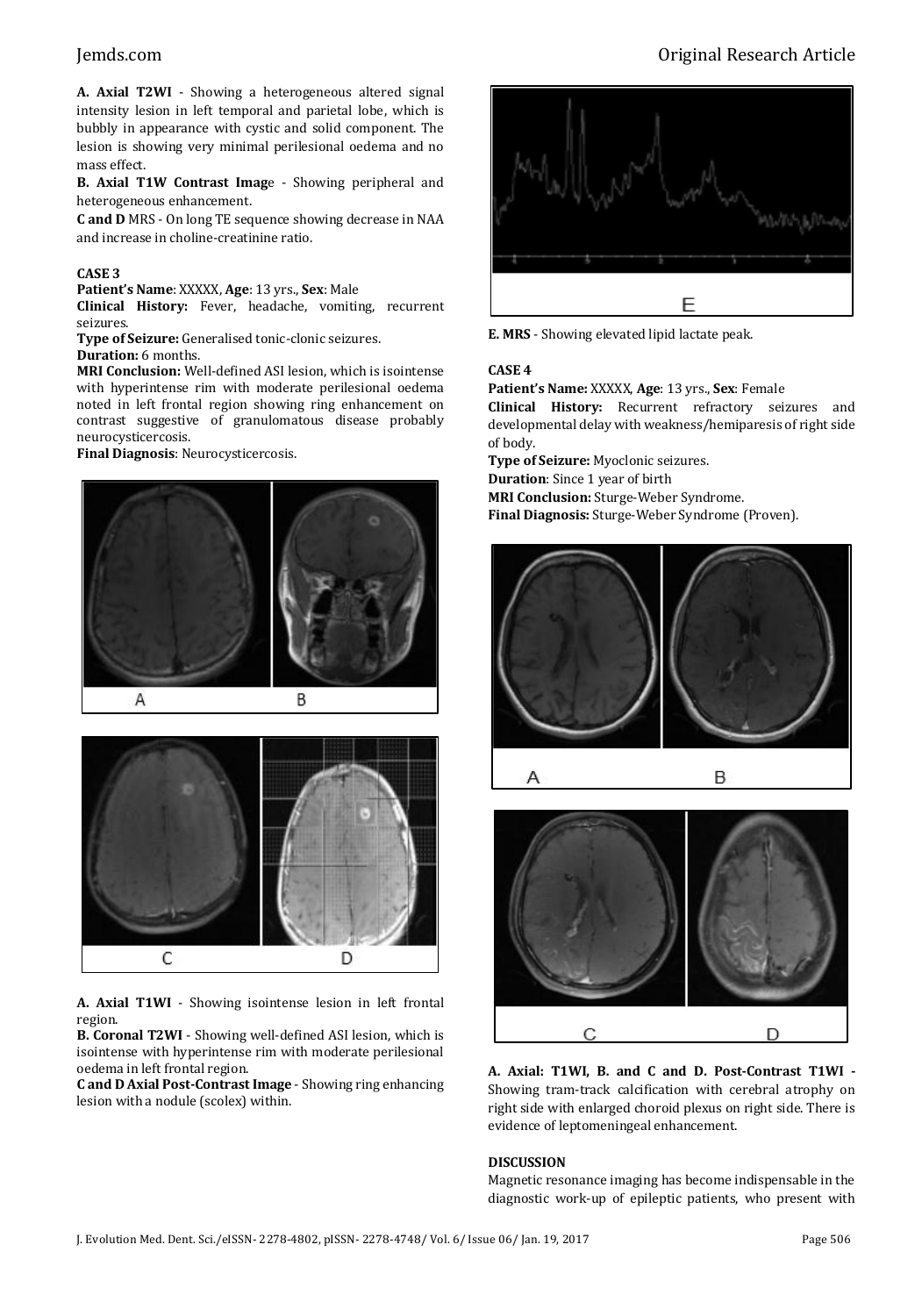**A. Axial T2WI** - Showing a heterogeneous altered signal intensity lesion in left temporal and parietal lobe, which is bubbly in appearance with cystic and solid component. The lesion is showing very minimal perilesional oedema and no mass effect.

**B. Axial T1W Contrast Imag**e - Showing peripheral and heterogeneous enhancement.

**C and D** MRS - On long TE sequence showing decrease in NAA and increase in choline-creatinine ratio.

**CASE 3**

**Patient's Name**: XXXXX, **Age**: 13 yrs., **Sex**: Male

**Clinical History:** Fever, headache, vomiting, recurrent seizures.

**Type of Seizure:** Generalised tonic-clonic seizures.

**Duration:** 6 months.

**MRI Conclusion:** Well-defined ASI lesion, which is isointense with hyperintense rim with moderate perilesional oedema noted in left frontal region showing ring enhancement on contrast suggestive of granulomatous disease probably neurocysticercosis.

**Final Diagnosis**: Neurocysticercosis.

**A. Axial T1WI** - Showing isointense lesion in left frontal region.

**B. Coronal T2WI** - Showing well-defined ASI lesion, which is isointense with hyperintense rim with moderate perilesional oedema in left frontal region.

**C and D Axial Post-Contrast Image** - Showing ring enhancing lesion with a nodule (scolex) within.

**E. MRS** - Showing elevated lipid lactate peak.

**CASE 4**

**Patient's Name:** XXXXX, **Age**: 13 yrs., **Sex**: Female

**Clinical History:** Recurrent refractory seizures and developmental delay with weakness/hemiparesis of right side of body.

**Type of Seizure:** Myoclonic seizures.

**Duration**: Since 1 year of birth

**MRI Conclusion:** Sturge-Weber Syndrome.

**Final Diagnosis:** Sturge-Weber Syndrome (Proven).

**A. Axial: T1WI, B. and C and D. Post-Contrast T1WI -** Showing tram-track calcification with cerebral atrophy on right side with enlarged choroid plexus on right side. There is evidence of leptomeningeal enhancement.

## DISCUSSION

Magnetic resonance imaging has become indispensable in the diagnostic work-up of epileptic patients, who present with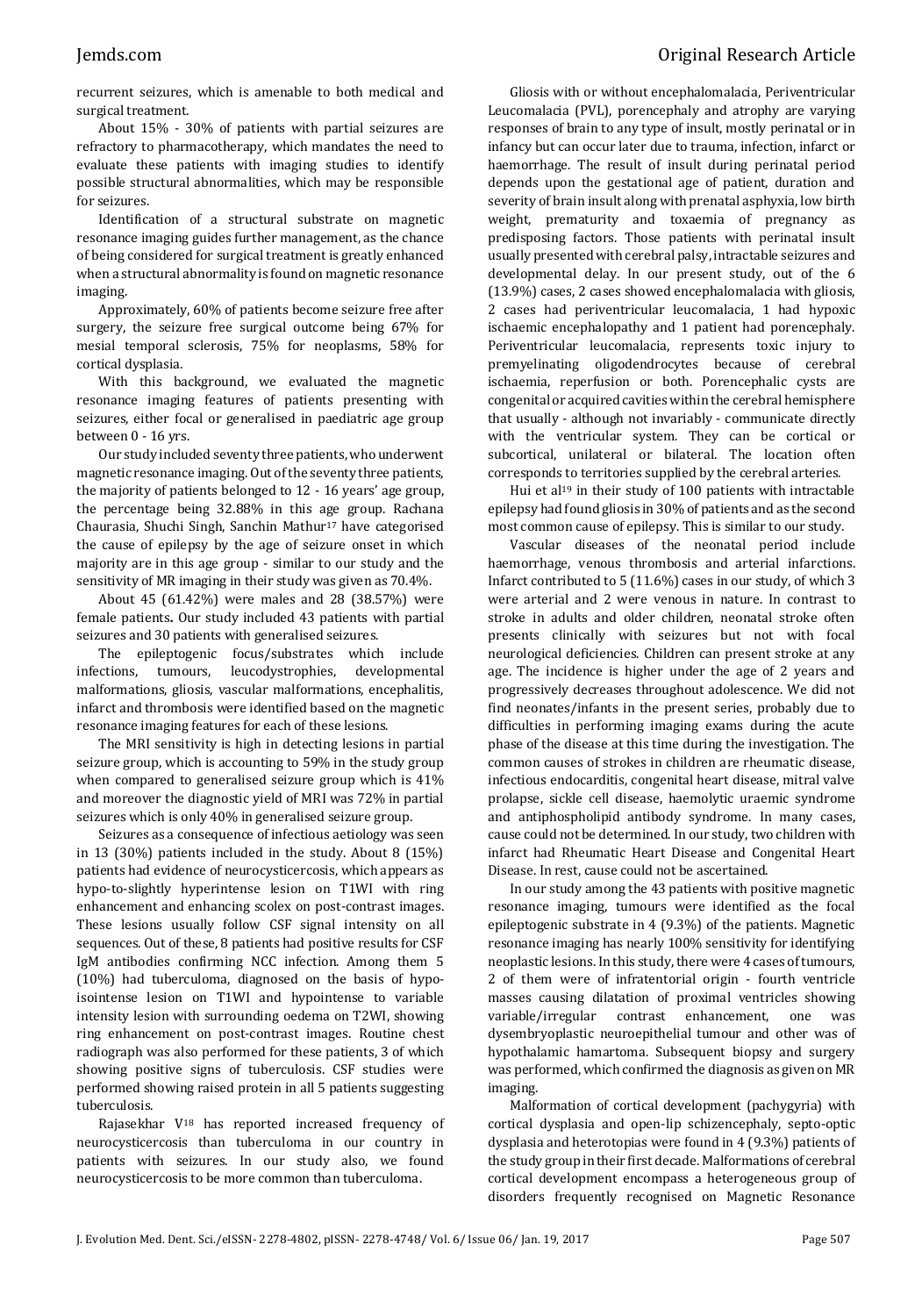recurrent seizures, which is amenable to both medical and surgical treatment.

About 15% - 30% of patients with partial seizures are refractory to pharmacotherapy, which mandates the need to evaluate these patients with imaging studies to identify possible structural abnormalities, which may be responsible for seizures.

Identification of a structural substrate on magnetic resonance imaging guides further management, as the chance of being considered for surgical treatment is greatly enhanced when a structural abnormality is found on magnetic resonance imaging.

Approximately, 60% of patients become seizure free after surgery, the seizure free surgical outcome being 67% for mesial temporal sclerosis, 75% for neoplasms, 58% for cortical dysplasia.

With this background, we evaluated the magnetic resonance imaging features of patients presenting with seizures, either focal or generalised in paediatric age group between 0 - 16 yrs.

Our study included seventy three patients, who underwent magnetic resonance imaging. Out of the seventy three patients, the majority of patients belonged to 12 - 16 years' age group, the percentage being 32.88% in this age group. Rachana Chaurasia, Shuchi Singh, Sanchin Mathur[17] have categorised the cause of epilepsy by the age of seizure onset in which majority are in this age group - similar to our study and the sensitivity of MR imaging in their study was given as 70.4%.

About 45 (61.42%) were males and 28 (38.57%) were female patients. Our study included 43 patients with partial seizures and 30 patients with generalised seizures.

The epileptogenic focus/substrates which include infections, tumours, leucodystrophies, developmental malformations, gliosis, vascular malformations, encephalitis, infarct and thrombosis were identified based on the magnetic resonance imaging features for each of these lesions.

The MRI sensitivity is high in detecting lesions in partial seizure group, which is accounting to 59% in the study group when compared to generalised seizure group which is 41% and moreover the diagnostic yield of MRI was 72% in partial seizures which is only 40% in generalised seizure group.

Seizures as a consequence of infectious aetiology was seen in 13 (30%) patients included in the study. About 8 (15%) patients had evidence of neurocysticercosis, which appears as hypo-to-slightly hyperintense lesion on T1WI with ring enhancement and enhancing scolex on post-contrast images. These lesions usually follow CSF signal intensity on all sequences. Out of these, 8 patients had positive results for CSF IgM antibodies confirming NCC infection. Among them 5 (10%) had tuberculoma, diagnosed on the basis of hypo-isointense lesion on T1WI and hypointense to variable intensity lesion with surrounding oedema on T2WI, showing ring enhancement on post-contrast images. Routine chest radiograph was also performed for these patients, 3 of which showing positive signs of tuberculosis. CSF studies were performed showing raised protein in all 5 patients suggesting tuberculosis.

Rajasekhar V[18] has reported increased frequency of neurocysticercosis than tuberculoma in our country in patients with seizures. In our study also, we found neurocysticercosis to be more common than tuberculoma.

Gliosis with or without encephalomalacia, Periventricular Leucomalacia (PVL), porencephaly and atrophy are varying responses of brain to any type of insult, mostly perinatal or in infancy but can occur later due to trauma, infection, infarct or haemorrhage. The result of insult during perinatal period depends upon the gestational age of patient, duration and severity of brain insult along with prenatal asphyxia, low birth weight, prematurity and toxaemia of pregnancy as predisposing factors. Those patients with perinatal insult usually presented with cerebral palsy, intractable seizures and developmental delay. In our present study, out of the 6 (13.9%) cases, 2 cases showed encephalomalacia with gliosis, 2 cases had periventricular leucomalacia, 1 had hypoxic ischaemic encephalopathy and 1 patient had porencephaly. Periventricular leucomalacia, represents toxic injury to premyelinating oligodendrocytes because of cerebral ischaemia, reperfusion or both. Porencephalic cysts are congenital or acquired cavities within the cerebral hemisphere that usually - although not invariably - communicate directly with the ventricular system. They can be cortical or subcortical, unilateral or bilateral. The location often corresponds to territories supplied by the cerebral arteries.

Hui et al[19] in their study of 100 patients with intractable epilepsy had found gliosis in 30% of patients and as the second most common cause of epilepsy. This is similar to our study.

Vascular diseases of the neonatal period include haemorrhage, venous thrombosis and arterial infarctions. Infarct contributed to 5 (11.6%) cases in our study, of which 3 were arterial and 2 were venous in nature. In contrast to stroke in adults and older children, neonatal stroke often presents clinically with seizures but not with focal neurological deficiencies. Children can present stroke at any age. The incidence is higher under the age of 2 years and progressively decreases throughout adolescence. We did not find neonates/infants in the present series, probably due to difficulties in performing imaging exams during the acute phase of the disease at this time during the investigation. The common causes of strokes in children are rheumatic disease, infectious endocarditis, congenital heart disease, mitral valve prolapse, sickle cell disease, haemolytic uraemic syndrome and antiphospholipid antibody syndrome. In many cases, cause could not be determined. In our study, two children with infarct had Rheumatic Heart Disease and Congenital Heart Disease. In rest, cause could not be ascertained.

In our study among the 43 patients with positive magnetic resonance imaging, tumours were identified as the focal epileptogenic substrate in 4 (9.3%) of the patients. Magnetic resonance imaging has nearly 100% sensitivity for identifying neoplastic lesions. In this study, there were 4 cases of tumours, 2 of them were of infratentorial origin - fourth ventricle masses causing dilatation of proximal ventricles showing variable/irregular contrast enhancement, one was dysembryoplastic neuroepithelial tumour and other was of hypothalamic hamartoma. Subsequent biopsy and surgery was performed, which confirmed the diagnosis as given on MR imaging.

Malformation of cortical development (pachygyria) with cortical dysplasia and open-lip schizencephaly, septo-optic dysplasia and heterotopias were found in 4 (9.3%) patients of the study group in their first decade. Malformations of cerebral cortical development encompass a heterogeneous group of disorders frequently recognised on Magnetic Resonance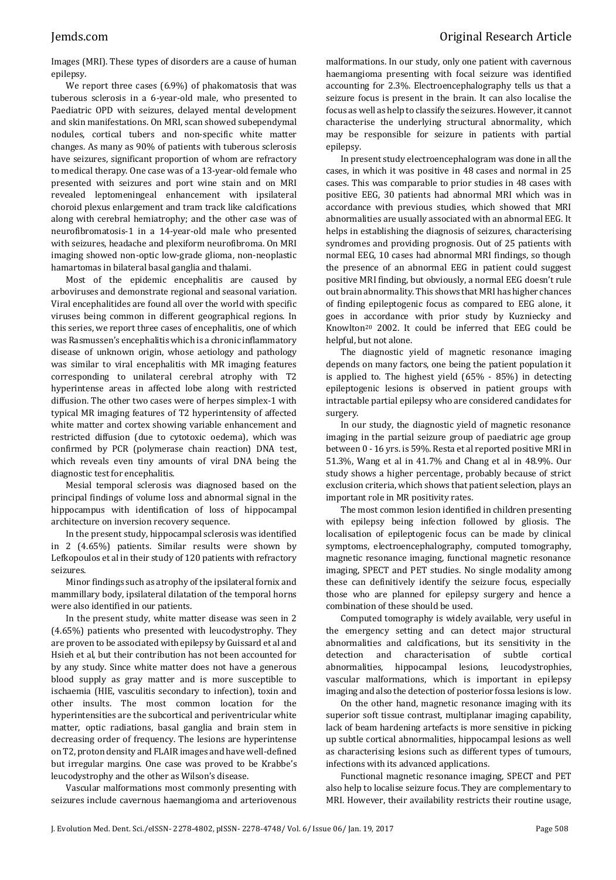Images (MRI). These types of disorders are a cause of human epilepsy.

We report three cases (6.9%) of phakomatosis that was tuberous sclerosis in a 6-year-old male, who presented to Paediatric OPD with seizures, delayed mental development and skin manifestations. On MRI, scan showed subependymal nodules, cortical tubers and non-specific white matter changes. As many as 90% of patients with tuberous sclerosis have seizures, significant proportion of whom are refractory to medical therapy. One case was of a 13-year-old female who presented with seizures and port wine stain and on MRI revealed leptomeningeal enhancement with ipsilateral choroid plexus enlargement and tram track like calcifications along with cerebral hemiatrophy; and the other case was of neurofibromatosis-1 in a 14-year-old male who presented with seizures, headache and plexiform neurofibroma. On MRI imaging showed non-optic low-grade glioma, non-neoplastic hamartomas in bilateral basal ganglia and thalami.

Most of the epidemic encephalitis are caused by arboviruses and demonstrate regional and seasonal variation. Viral encephalitides are found all over the world with specific viruses being common in different geographical regions. In this series, we report three cases of encephalitis, one of which was Rasmussen's encephalitis which is a chronic inflammatory disease of unknown origin, whose aetiology and pathology was similar to viral encephalitis with MR imaging features corresponding to unilateral cerebral atrophy with T2 hyperintense areas in affected lobe along with restricted diffusion. The other two cases were of herpes simplex-1 with typical MR imaging features of T2 hyperintensity of affected white matter and cortex showing variable enhancement and restricted diffusion (due to cytotoxic oedema), which was confirmed by PCR (polymerase chain reaction) DNA test, which reveals even tiny amounts of viral DNA being the diagnostic test for encephalitis.

Mesial temporal sclerosis was diagnosed based on the principal findings of volume loss and abnormal signal in the hippocampus with identification of loss of hippocampal architecture on inversion recovery sequence.

In the present study, hippocampal sclerosis was identified in 2 (4.65%) patients. Similar results were shown by Lefkopoulos et al in their study of 120 patients with refractory seizures.

Minor findings such as atrophy of the ipsilateral fornix and mammillary body, ipsilateral dilatation of the temporal horns were also identified in our patients.

In the present study, white matter disease was seen in 2 (4.65%) patients who presented with leucodystrophy. They are proven to be associated with epilepsy by Guissard et al and Hsieh et al, but their contribution has not been accounted for by any study. Since white matter does not have a generous blood supply as gray matter and is more susceptible to ischaemia (HIE, vasculitis secondary to infection), toxin and other insults. The most common location for the hyperintensities are the subcortical and periventricular white matter, optic radiations, basal ganglia and brain stem in decreasing order of frequency. The lesions are hyperintense on T2, proton density and FLAIR images and have well-defined but irregular margins. One case was proved to be Krabbe's leucodystrophy and the other as Wilson's disease.

Vascular malformations most commonly presenting with seizures include cavernous haemangioma and arteriovenous malformations. In our study, only one patient with cavernous haemangioma presenting with focal seizure was identified accounting for 2.3%. Electroencephalography tells us that a seizure focus is present in the brain. It can also localise the focus as well as help to classify the seizures. However, it cannot characterise the underlying structural abnormality, which may be responsible for seizure in patients with partial epilepsy.

In present study electroencephalogram was done in all the cases, in which it was positive in 48 cases and normal in 25 cases. This was comparable to prior studies in 48 cases with positive EEG, 30 patients had abnormal MRI which was in accordance with previous studies, which showed that MRI abnormalities are usually associated with an abnormal EEG. It helps in establishing the diagnosis of seizures, characterising syndromes and providing prognosis. Out of 25 patients with normal EEG, 10 cases had abnormal MRI findings, so though the presence of an abnormal EEG in patient could suggest positive MRI finding, but obviously, a normal EEG doesn't rule out brain abnormality. This shows that MRI has higher chances of finding epileptogenic focus as compared to EEG alone, it goes in accordance with prior study by Kuzniecky and Knowlton[20] 2002. It could be inferred that EEG could be helpful, but not alone.

The diagnostic yield of magnetic resonance imaging depends on many factors, one being the patient population it is applied to. The highest yield (65% - 85%) in detecting epileptogenic lesions is observed in patient groups with intractable partial epilepsy who are considered candidates for surgery.

In our study, the diagnostic yield of magnetic resonance imaging in the partial seizure group of paediatric age group between 0 - 16 yrs. is 59%. Resta et al reported positive MRI in 51.3%, Wang et al in 41.7% and Chang et al in 48.9%. Our study shows a higher percentage, probably because of strict exclusion criteria, which shows that patient selection, plays an important role in MR positivity rates.

The most common lesion identified in children presenting with epilepsy being infection followed by gliosis. The localisation of epileptogenic focus can be made by clinical symptoms, electroencephalography, computed tomography, magnetic resonance imaging, functional magnetic resonance imaging, SPECT and PET studies. No single modality among these can definitively identify the seizure focus, especially those who are planned for epilepsy surgery and hence a combination of these should be used.

Computed tomography is widely available, very useful in the emergency setting and can detect major structural abnormalities and calcifications, but its sensitivity in the detection and characterisation of subtle cortical abnormalities, hippocampal lesions, leucodystrophies, vascular malformations, which is important in epilepsy imaging and also the detection of posterior fossa lesions is low.

On the other hand, magnetic resonance imaging with its superior soft tissue contrast, multiplanar imaging capability, lack of beam hardening artefacts is more sensitive in picking up subtle cortical abnormalities, hippocampal lesions as well as characterising lesions such as different types of tumours, infections with its advanced applications.

Functional magnetic resonance imaging, SPECT and PET also help to localise seizure focus. They are complementary to MRI. However, their availability restricts their routine usage,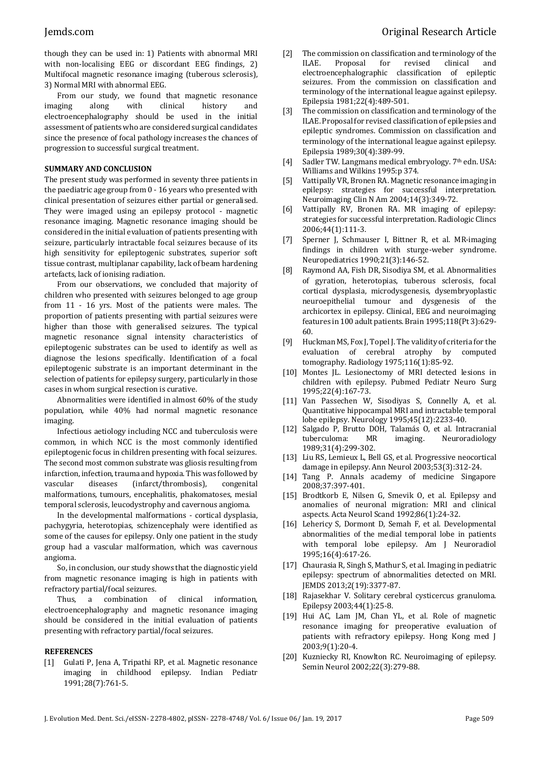though they can be used in: 1) Patients with abnormal MRI with non-localising EEG or discordant EEG findings, 2) Multifocal magnetic resonance imaging (tuberous sclerosis), 3) Normal MRI with abnormal EEG.

From our study, we found that magnetic resonance imaging along with clinical history and electroencephalography should be used in the initial assessment of patients who are considered surgical candidates since the presence of focal pathology increases the chances of progression to successful surgical treatment.

## SUMMARY AND CONCLUSION

The present study was performed in seventy three patients in the paediatric age group from 0 - 16 years who presented with clinical presentation of seizures either partial or generalised. They were imaged using an epilepsy protocol - magnetic resonance imaging. Magnetic resonance imaging should be considered in the initial evaluation of patients presenting with seizure, particularly intractable focal seizures because of its high sensitivity for epileptogenic substrates, superior soft tissue contrast, multiplanar capability, lack of beam hardening artefacts, lack of ionising radiation.

From our observations, we concluded that majority of children who presented with seizures belonged to age group from 11 - 16 yrs. Most of the patients were males. The proportion of patients presenting with partial seizures were higher than those with generalised seizures. The typical magnetic resonance signal intensity characteristics of epileptogenic substrates can be used to identify as well as diagnose the lesions specifically. Identification of a focal epileptogenic substrate is an important determinant in the selection of patients for epilepsy surgery, particularly in those cases in whom surgical resection is curative.

Abnormalities were identified in almost 60% of the study population, while 40% had normal magnetic resonance imaging.

Infectious aetiology including NCC and tuberculosis were common, in which NCC is the most commonly identified epileptogenic focus in children presenting with focal seizures. The second most common substrate was gliosis resulting from infarction, infection, trauma and hypoxia. This was followed by vascular diseases (infarct/thrombosis), congenital malformations, tumours, encephalitis, phakomatoses, mesial temporal sclerosis, leucodystrophy and cavernous angioma.

In the developmental malformations - cortical dysplasia, pachygyria, heterotopias, schizencephaly were identified as some of the causes for epilepsy. Only one patient in the study group had a vascular malformation, which was cavernous angioma.

So, in conclusion, our study shows that the diagnostic yield from magnetic resonance imaging is high in patients with refractory partial/focal seizures.

Thus, a combination of clinical information, electroencephalography and magnetic resonance imaging should be considered in the initial evaluation of patients presenting with refractory partial/focal seizures.

## REFERENCES

[1] Gulati P, Jena A, Tripathi RP, et al. Magnetic resonance imaging in childhood epilepsy. Indian Pediatr 1991;28(7):761-5.

[2] The commission on classification and terminology of the ILAE. Proposal for revised clinical and electroencephalographic classification of epileptic seizures. From the commission on classification and terminology of the international league against epilepsy. Epilepsia 1981;22(4):489-501.

[3] The commission on classification and terminology of the ILAE. Proposal for revised classification of epilepsies and epileptic syndromes. Commission on classification and terminology of the international league against epilepsy. Epilepsia 1989;30(4):389-99.

[4] Sadler TW. Langmans medical embryology. 7th edn. USA: Williams and Wilkins 1995:p 374.

[5] Vattipally VR, Bronen RA. Magnetic resonance imaging in epilepsy: strategies for successful interpretation. Neuroimaging Clin N Am 2004;14(3):349-72.

[6] Vattipally RV, Bronen RA. MR imaging of epilepsy: strategies for successful interpretation. Radiologic Clincs 2006;44(1):111-3.

[7] Sperner J, Schmauser I, Bittner R, et al. MR-imaging findings in children with sturge-weber syndrome. Neuropediatrics 1990;21(3):146-52.

[8] Raymond AA, Fish DR, Sisodiya SM, et al. Abnormalities of gyration, heterotopias, tuberous sclerosis, focal cortical dysplasia, microdysgenesis, dysembryoplastic neuroepithelial tumour and dysgenesis of the archicortex in epilepsy. Clinical, EEG and neuroimaging features in 100 adult patients. Brain 1995;118(Pt 3):629-60.

[9] Huckman MS, Fox J, Topel J. The validity of criteria for the evaluation of cerebral atrophy by computed tomography. Radiology 1975;116(1):85-92.

[10] Montes JL. Lesionectomy of MRI detected lesions in children with epilepsy. Pubmed Pediatr Neuro Surg 1995;22(4):167-73.

[11] Van Passechen W, Sisodiyas S, Connelly A, et al. Quantitative hippocampal MRI and intractable temporal lobe epilepsy. Neurology 1995;45(12):2233-40.

[12] Salgado P, Brutto DOH, Talamás O, et al. Intracranial tuberculoma: MR imaging. Neuroradiology 1989;31(4):299-302.

[13] Liu RS, Lemieux L, Bell GS, et al. Progressive neocortical damage in epilepsy. Ann Neurol 2003;53(3):312-24.

[14] Tang P. Annals academy of medicine Singapore 2008;37:397-401.

[15] Brodtkorb E, Nilsen G, Smevik O, et al. Epilepsy and anomalies of neuronal migration: MRI and clinical aspects. Acta Neurol Scand 1992;86(1):24-32.

[16] Lehericy S, Dormont D, Semah F, et al. Developmental abnormalities of the medial temporal lobe in patients with temporal lobe epilepsy. Am J Neuroradiol 1995;16(4):617-26.

[17] Chaurasia R, Singh S, Mathur S, et al. Imaging in pediatric epilepsy: spectrum of abnormalities detected on MRI. JEMDS 2013;2(19):3377-87.

[18] Rajasekhar V. Solitary cerebral cysticercus granuloma. Epilepsy 2003;44(1):25-8.

[19] Hui AC, Lam JM, Chan YL, et al. Role of magnetic resonance imaging for preoperative evaluation of patients with refractory epilepsy. Hong Kong med J 2003;9(1):20-4.

[20] Kuzniecky RI, Knowlton RC. Neuroimaging of epilepsy. Semin Neurol 2002;22(3):279-88.